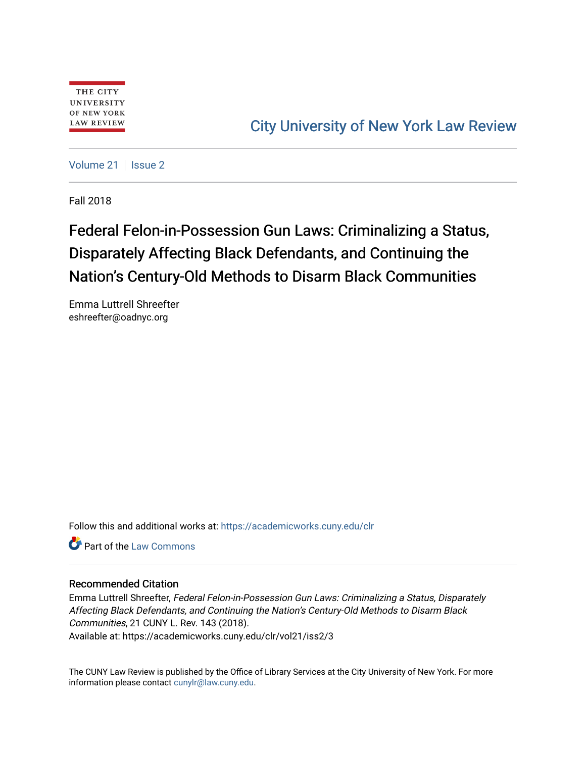THE CITY UNIVERSITY OF NEW YORK LAW REVIEW

City University of New York Law Review

Volume 21 | Issue 2

Fall 2018

# Federal Felon-in-Possession Gun Laws: Criminalizing a Status, Disparately Affecting Black Defendants, and Continuing the Nation's Century-Old Methods to Disarm Black Communities

Emma Luttrell Shreefter
eshreefter@oadnyc.org

Follow this and additional works at: https://academicworks.cuny.edu/clr

Part of the Law Commons

## Recommended Citation

Emma Luttrell Shreefter, *Federal Felon-in-Possession Gun Laws: Criminalizing a Status, Disparately Affecting Black Defendants, and Continuing the Nation's Century-Old Methods to Disarm Black Communities*, 21 CUNY L. Rev. 143 (2018).
Available at: https://academicworks.cuny.edu/clr/vol21/iss2/3

The CUNY Law Review is published by the Office of Library Services at the City University of New York. For more information please contact cunylr@law.cuny.edu.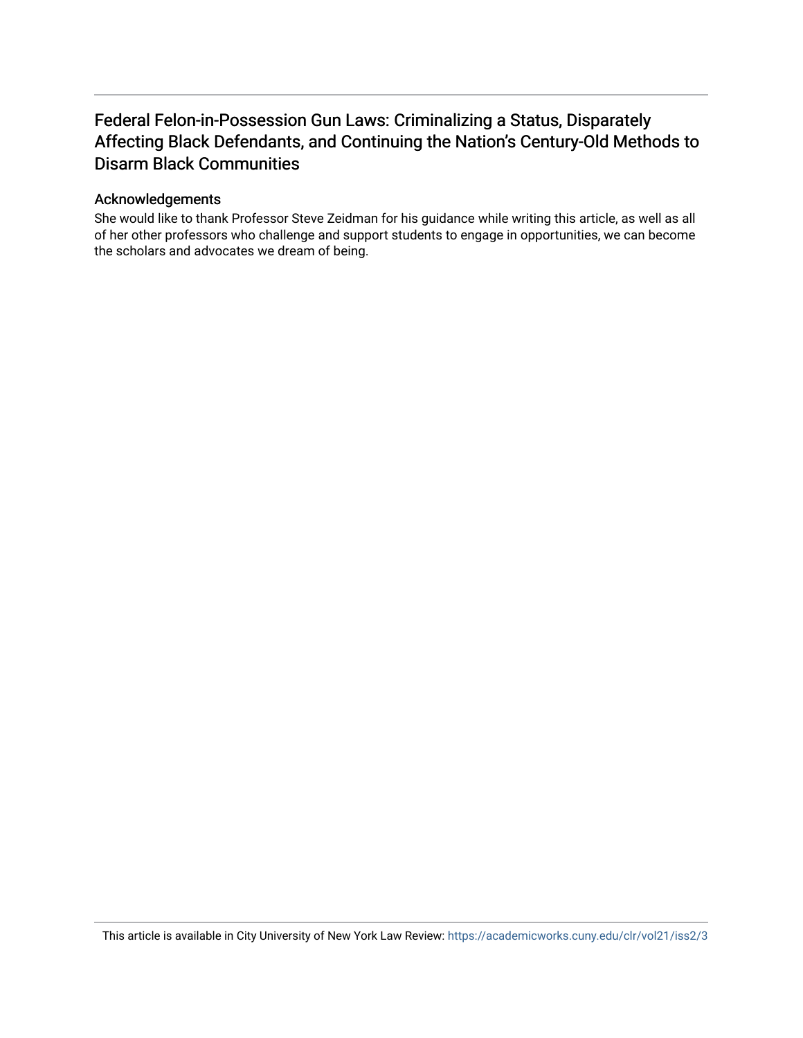# Federal Felon-in-Possession Gun Laws: Criminalizing a Status, Disparately Affecting Black Defendants, and Continuing the Nation's Century-Old Methods to Disarm Black Communities

## Acknowledgements

She would like to thank Professor Steve Zeidman for his guidance while writing this article, as well as all of her other professors who challenge and support students to engage in opportunities, we can become the scholars and advocates we dream of being.

This article is available in City University of New York Law Review: https://academicworks.cuny.edu/clr/vol21/iss2/3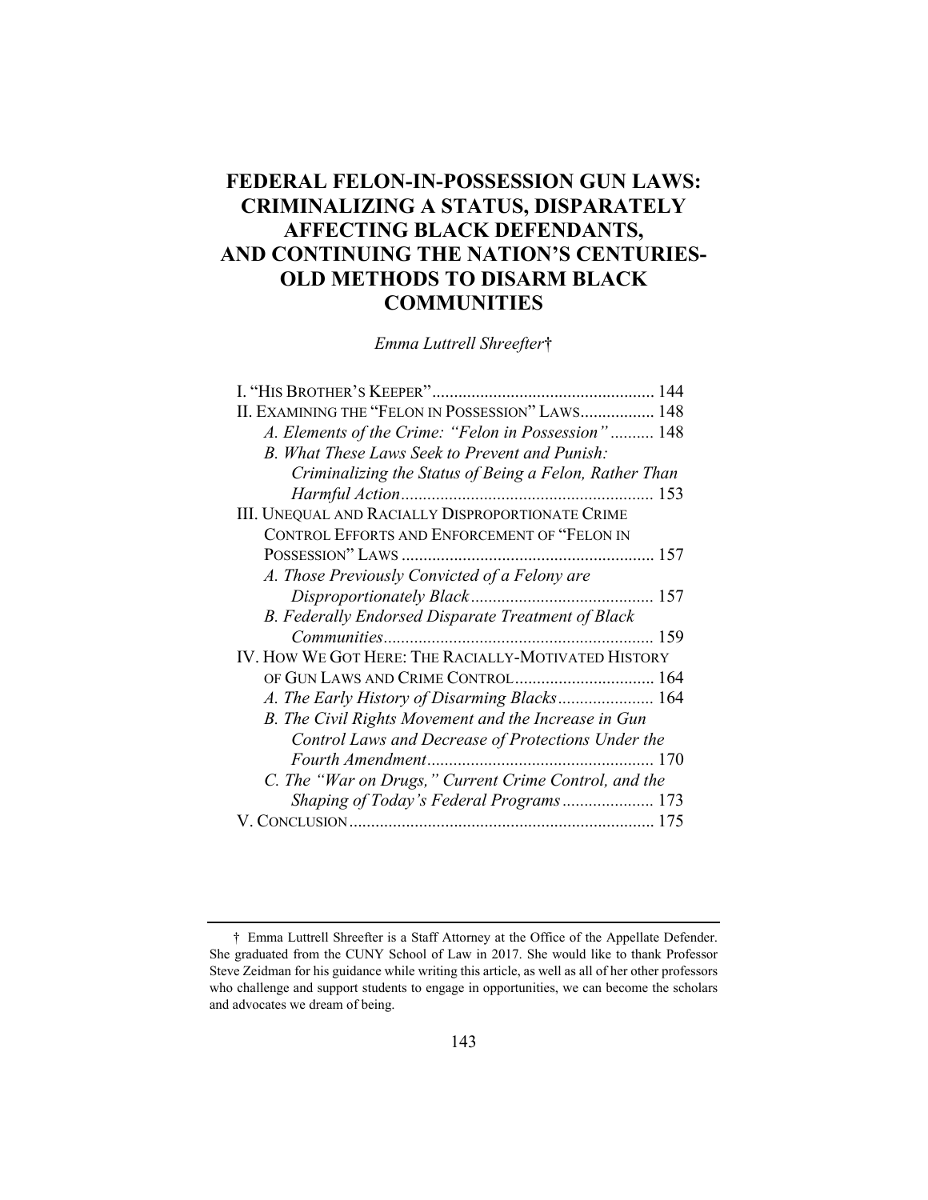# FEDERAL FELON-IN-POSSESSION GUN LAWS: CRIMINALIZING A STATUS, DISPARATELY AFFECTING BLACK DEFENDANTS, AND CONTINUING THE NATION'S CENTURIES-OLD METHODS TO DISARM BLACK COMMUNITIES

*Emma Luttrell Shreefter*†

I. "HIS BROTHER'S KEEPER" .......... 144
II. EXAMINING THE "FELON IN POSSESSION" LAWS .......... 148
 *A. Elements of the Crime: "Felon in Possession"* .......... 148
 *B. What These Laws Seek to Prevent and Punish: Criminalizing the Status of Being a Felon, Rather Than Harmful Action* .......... 153
III. UNEQUAL AND RACIALLY DISPROPORTIONATE CRIME CONTROL EFFORTS AND ENFORCEMENT OF "FELON IN POSSESSION" LAWS .......... 157
 *A. Those Previously Convicted of a Felony are Disproportionately Black* .......... 157
 *B. Federally Endorsed Disparate Treatment of Black Communities* .......... 159
IV. HOW WE GOT HERE: THE RACIALLY-MOTIVATED HISTORY OF GUN LAWS AND CRIME CONTROL .......... 164
 *A. The Early History of Disarming Blacks* .......... 164
 *B. The Civil Rights Movement and the Increase in Gun Control Laws and Decrease of Protections Under the Fourth Amendment* .......... 170
 *C. The "War on Drugs," Current Crime Control, and the Shaping of Today's Federal Programs* .......... 173
V. CONCLUSION .......... 175

---

† Emma Luttrell Shreefter is a Staff Attorney at the Office of the Appellate Defender. She graduated from the CUNY School of Law in 2017. She would like to thank Professor Steve Zeidman for his guidance while writing this article, as well as all of her other professors who challenge and support students to engage in opportunities, we can become the scholars and advocates we dream of being.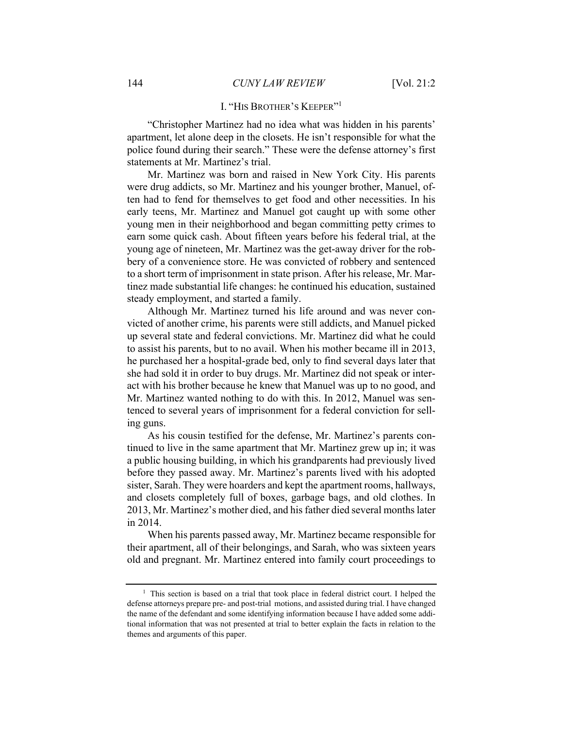## I. "HIS BROTHER'S KEEPER"[1]

"Christopher Martinez had no idea what was hidden in his parents' apartment, let alone deep in the closets. He isn't responsible for what the police found during their search." These were the defense attorney's first statements at Mr. Martinez's trial.

Mr. Martinez was born and raised in New York City. His parents were drug addicts, so Mr. Martinez and his younger brother, Manuel, often had to fend for themselves to get food and other necessities. In his early teens, Mr. Martinez and Manuel got caught up with some other young men in their neighborhood and began committing petty crimes to earn some quick cash. About fifteen years before his federal trial, at the young age of nineteen, Mr. Martinez was the get-away driver for the robbery of a convenience store. He was convicted of robbery and sentenced to a short term of imprisonment in state prison. After his release, Mr. Martinez made substantial life changes: he continued his education, sustained steady employment, and started a family.

Although Mr. Martinez turned his life around and was never convicted of another crime, his parents were still addicts, and Manuel picked up several state and federal convictions. Mr. Martinez did what he could to assist his parents, but to no avail. When his mother became ill in 2013, he purchased her a hospital-grade bed, only to find several days later that she had sold it in order to buy drugs. Mr. Martinez did not speak or interact with his brother because he knew that Manuel was up to no good, and Mr. Martinez wanted nothing to do with this. In 2012, Manuel was sentenced to several years of imprisonment for a federal conviction for selling guns.

As his cousin testified for the defense, Mr. Martinez's parents continued to live in the same apartment that Mr. Martinez grew up in; it was a public housing building, in which his grandparents had previously lived before they passed away. Mr. Martinez's parents lived with his adopted sister, Sarah. They were hoarders and kept the apartment rooms, hallways, and closets completely full of boxes, garbage bags, and old clothes. In 2013, Mr. Martinez's mother died, and his father died several months later in 2014.

When his parents passed away, Mr. Martinez became responsible for their apartment, all of their belongings, and Sarah, who was sixteen years old and pregnant. Mr. Martinez entered into family court proceedings to

---

[1] This section is based on a trial that took place in federal district court. I helped the defense attorneys prepare pre- and post-trial motions, and assisted during trial. I have changed the name of the defendant and some identifying information because I have added some additional information that was not presented at trial to better explain the facts in relation to the themes and arguments of this paper.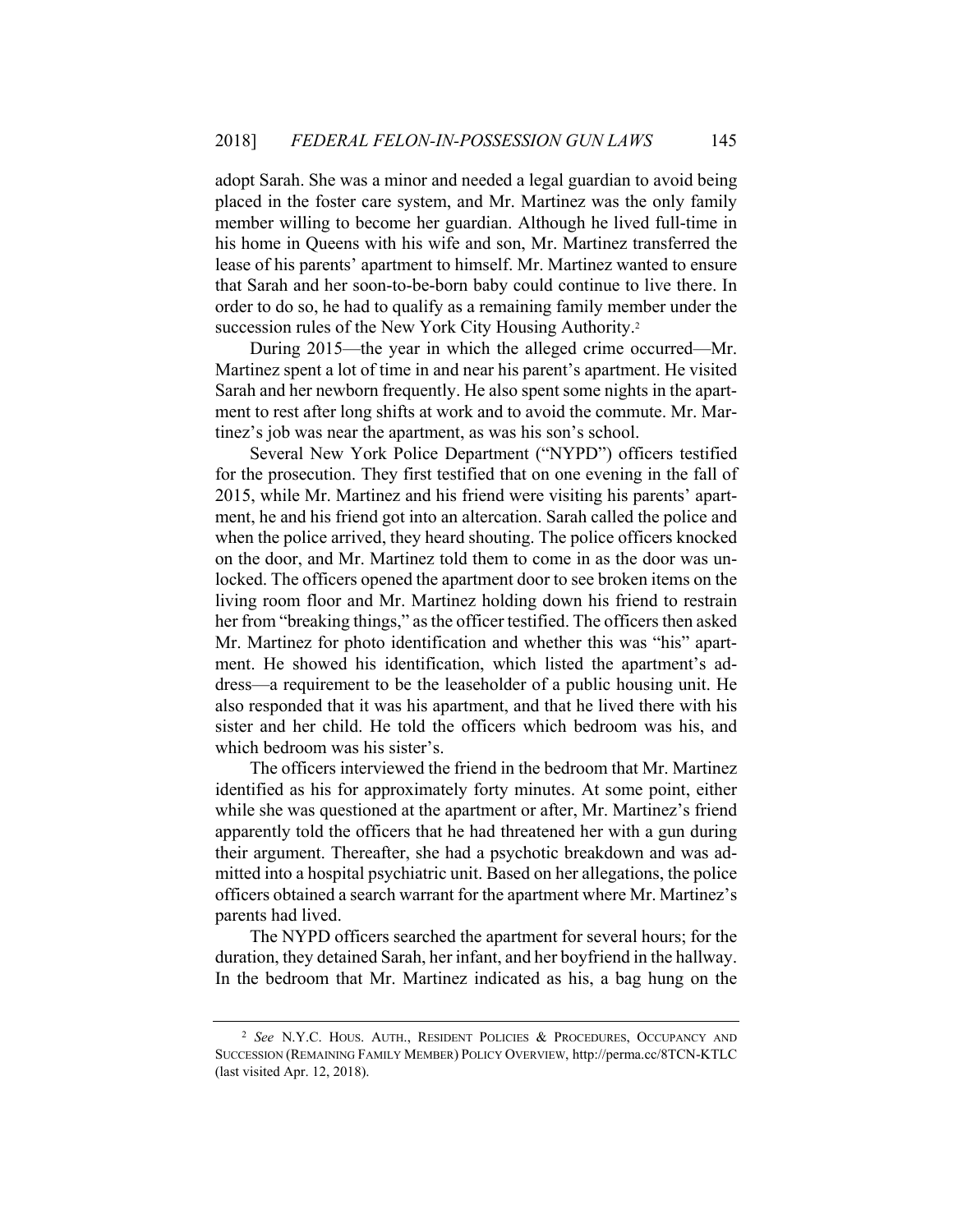adopt Sarah. She was a minor and needed a legal guardian to avoid being placed in the foster care system, and Mr. Martinez was the only family member willing to become her guardian. Although he lived full-time in his home in Queens with his wife and son, Mr. Martinez transferred the lease of his parents' apartment to himself. Mr. Martinez wanted to ensure that Sarah and her soon-to-be-born baby could continue to live there. In order to do so, he had to qualify as a remaining family member under the succession rules of the New York City Housing Authority.[2]

During 2015—the year in which the alleged crime occurred—Mr. Martinez spent a lot of time in and near his parent's apartment. He visited Sarah and her newborn frequently. He also spent some nights in the apartment to rest after long shifts at work and to avoid the commute. Mr. Martinez's job was near the apartment, as was his son's school.

Several New York Police Department ("NYPD") officers testified for the prosecution. They first testified that on one evening in the fall of 2015, while Mr. Martinez and his friend were visiting his parents' apartment, he and his friend got into an altercation. Sarah called the police and when the police arrived, they heard shouting. The police officers knocked on the door, and Mr. Martinez told them to come in as the door was unlocked. The officers opened the apartment door to see broken items on the living room floor and Mr. Martinez holding down his friend to restrain her from "breaking things," as the officer testified. The officers then asked Mr. Martinez for photo identification and whether this was "his" apartment. He showed his identification, which listed the apartment's address—a requirement to be the leaseholder of a public housing unit. He also responded that it was his apartment, and that he lived there with his sister and her child. He told the officers which bedroom was his, and which bedroom was his sister's.

The officers interviewed the friend in the bedroom that Mr. Martinez identified as his for approximately forty minutes. At some point, either while she was questioned at the apartment or after, Mr. Martinez's friend apparently told the officers that he had threatened her with a gun during their argument. Thereafter, she had a psychotic breakdown and was admitted into a hospital psychiatric unit. Based on her allegations, the police officers obtained a search warrant for the apartment where Mr. Martinez's parents had lived.

The NYPD officers searched the apartment for several hours; for the duration, they detained Sarah, her infant, and her boyfriend in the hallway. In the bedroom that Mr. Martinez indicated as his, a bag hung on the

[2] *See* N.Y.C. Hous. Auth., Resident Policies & Procedures, Occupancy and Succession (Remaining Family Member) Policy Overview, http://perma.cc/8TCN-KTLC (last visited Apr. 12, 2018).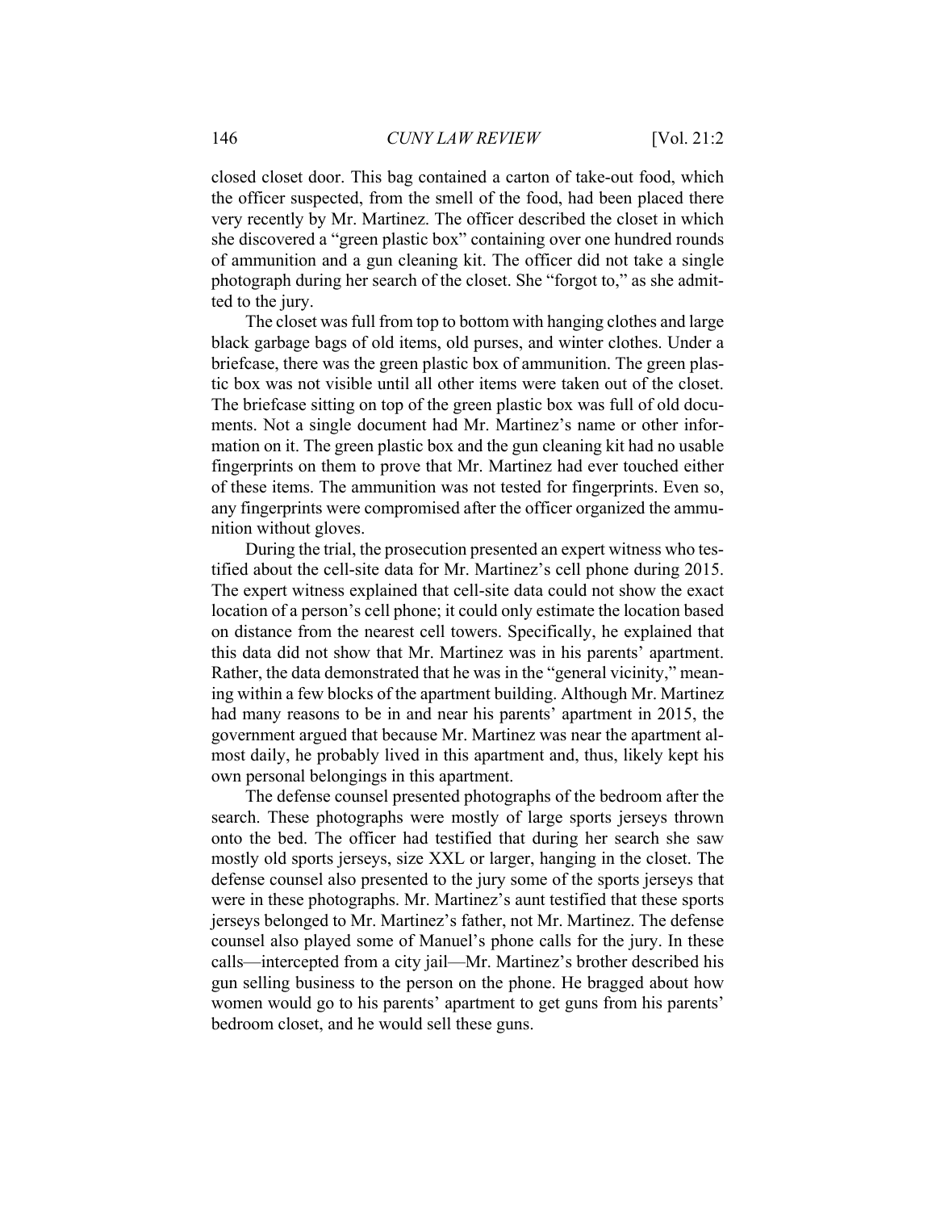closed closet door. This bag contained a carton of take-out food, which the officer suspected, from the smell of the food, had been placed there very recently by Mr. Martinez. The officer described the closet in which she discovered a "green plastic box" containing over one hundred rounds of ammunition and a gun cleaning kit. The officer did not take a single photograph during her search of the closet. She "forgot to," as she admitted to the jury.

The closet was full from top to bottom with hanging clothes and large black garbage bags of old items, old purses, and winter clothes. Under a briefcase, there was the green plastic box of ammunition. The green plastic box was not visible until all other items were taken out of the closet. The briefcase sitting on top of the green plastic box was full of old documents. Not a single document had Mr. Martinez's name or other information on it. The green plastic box and the gun cleaning kit had no usable fingerprints on them to prove that Mr. Martinez had ever touched either of these items. The ammunition was not tested for fingerprints. Even so, any fingerprints were compromised after the officer organized the ammunition without gloves.

During the trial, the prosecution presented an expert witness who testified about the cell-site data for Mr. Martinez's cell phone during 2015. The expert witness explained that cell-site data could not show the exact location of a person's cell phone; it could only estimate the location based on distance from the nearest cell towers. Specifically, he explained that this data did not show that Mr. Martinez was in his parents' apartment. Rather, the data demonstrated that he was in the "general vicinity," meaning within a few blocks of the apartment building. Although Mr. Martinez had many reasons to be in and near his parents' apartment in 2015, the government argued that because Mr. Martinez was near the apartment almost daily, he probably lived in this apartment and, thus, likely kept his own personal belongings in this apartment.

The defense counsel presented photographs of the bedroom after the search. These photographs were mostly of large sports jerseys thrown onto the bed. The officer had testified that during her search she saw mostly old sports jerseys, size XXL or larger, hanging in the closet. The defense counsel also presented to the jury some of the sports jerseys that were in these photographs. Mr. Martinez's aunt testified that these sports jerseys belonged to Mr. Martinez's father, not Mr. Martinez. The defense counsel also played some of Manuel's phone calls for the jury. In these calls—intercepted from a city jail—Mr. Martinez's brother described his gun selling business to the person on the phone. He bragged about how women would go to his parents' apartment to get guns from his parents' bedroom closet, and he would sell these guns.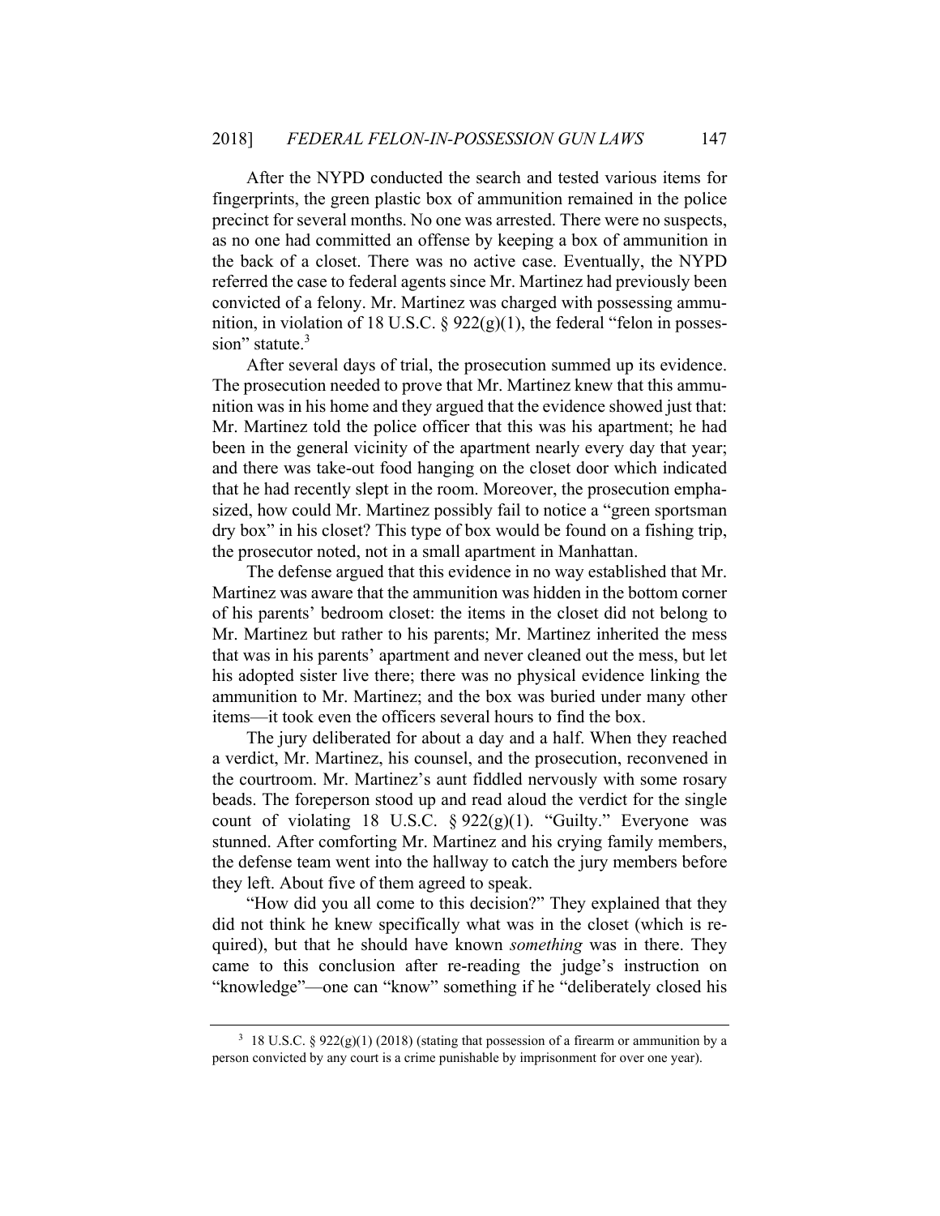After the NYPD conducted the search and tested various items for fingerprints, the green plastic box of ammunition remained in the police precinct for several months. No one was arrested. There were no suspects, as no one had committed an offense by keeping a box of ammunition in the back of a closet. There was no active case. Eventually, the NYPD referred the case to federal agents since Mr. Martinez had previously been convicted of a felony. Mr. Martinez was charged with possessing ammunition, in violation of 18 U.S.C. § 922(g)(1), the federal "felon in possession" statute.[3]

After several days of trial, the prosecution summed up its evidence. The prosecution needed to prove that Mr. Martinez knew that this ammunition was in his home and they argued that the evidence showed just that: Mr. Martinez told the police officer that this was his apartment; he had been in the general vicinity of the apartment nearly every day that year; and there was take-out food hanging on the closet door which indicated that he had recently slept in the room. Moreover, the prosecution emphasized, how could Mr. Martinez possibly fail to notice a "green sportsman dry box" in his closet? This type of box would be found on a fishing trip, the prosecutor noted, not in a small apartment in Manhattan.

The defense argued that this evidence in no way established that Mr. Martinez was aware that the ammunition was hidden in the bottom corner of his parents' bedroom closet: the items in the closet did not belong to Mr. Martinez but rather to his parents; Mr. Martinez inherited the mess that was in his parents' apartment and never cleaned out the mess, but let his adopted sister live there; there was no physical evidence linking the ammunition to Mr. Martinez; and the box was buried under many other items—it took even the officers several hours to find the box.

The jury deliberated for about a day and a half. When they reached a verdict, Mr. Martinez, his counsel, and the prosecution, reconvened in the courtroom. Mr. Martinez's aunt fiddled nervously with some rosary beads. The foreperson stood up and read aloud the verdict for the single count of violating 18 U.S.C. § 922(g)(1). "Guilty." Everyone was stunned. After comforting Mr. Martinez and his crying family members, the defense team went into the hallway to catch the jury members before they left. About five of them agreed to speak.

"How did you all come to this decision?" They explained that they did not think he knew specifically what was in the closet (which is required), but that he should have known *something* was in there. They came to this conclusion after re-reading the judge's instruction on "knowledge"—one can "know" something if he "deliberately closed his

---

[3] 18 U.S.C. § 922(g)(1) (2018) (stating that possession of a firearm or ammunition by a person convicted by any court is a crime punishable by imprisonment for over one year).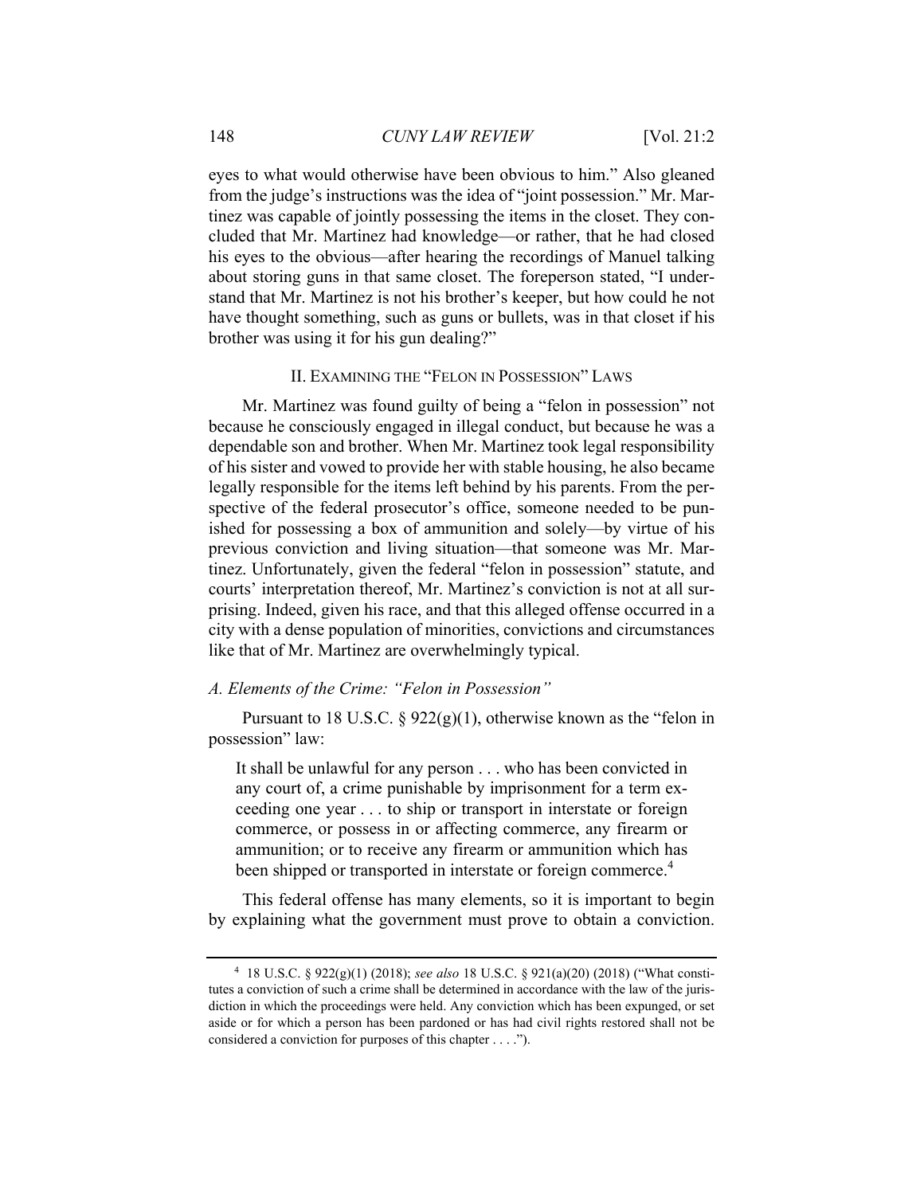eyes to what would otherwise have been obvious to him." Also gleaned from the judge's instructions was the idea of "joint possession." Mr. Martinez was capable of jointly possessing the items in the closet. They concluded that Mr. Martinez had knowledge—or rather, that he had closed his eyes to the obvious—after hearing the recordings of Manuel talking about storing guns in that same closet. The foreperson stated, "I understand that Mr. Martinez is not his brother's keeper, but how could he not have thought something, such as guns or bullets, was in that closet if his brother was using it for his gun dealing?"

## II. Examining the "Felon in Possession" Laws

Mr. Martinez was found guilty of being a "felon in possession" not because he consciously engaged in illegal conduct, but because he was a dependable son and brother. When Mr. Martinez took legal responsibility of his sister and vowed to provide her with stable housing, he also became legally responsible for the items left behind by his parents. From the perspective of the federal prosecutor's office, someone needed to be punished for possessing a box of ammunition and solely—by virtue of his previous conviction and living situation—that someone was Mr. Martinez. Unfortunately, given the federal "felon in possession" statute, and courts' interpretation thereof, Mr. Martinez's conviction is not at all surprising. Indeed, given his race, and that this alleged offense occurred in a city with a dense population of minorities, convictions and circumstances like that of Mr. Martinez are overwhelmingly typical.

### *A. Elements of the Crime: "Felon in Possession"*

Pursuant to 18 U.S.C. § 922(g)(1), otherwise known as the "felon in possession" law:

> It shall be unlawful for any person . . . who has been convicted in any court of, a crime punishable by imprisonment for a term exceeding one year . . . to ship or transport in interstate or foreign commerce, or possess in or affecting commerce, any firearm or ammunition; or to receive any firearm or ammunition which has been shipped or transported in interstate or foreign commerce.[4]

This federal offense has many elements, so it is important to begin by explaining what the government must prove to obtain a conviction.

---

[4] 18 U.S.C. § 922(g)(1) (2018); *see also* 18 U.S.C. § 921(a)(20) (2018) ("What constitutes a conviction of such a crime shall be determined in accordance with the law of the jurisdiction in which the proceedings were held. Any conviction which has been expunged, or set aside or for which a person has been pardoned or has had civil rights restored shall not be considered a conviction for purposes of this chapter . . . .").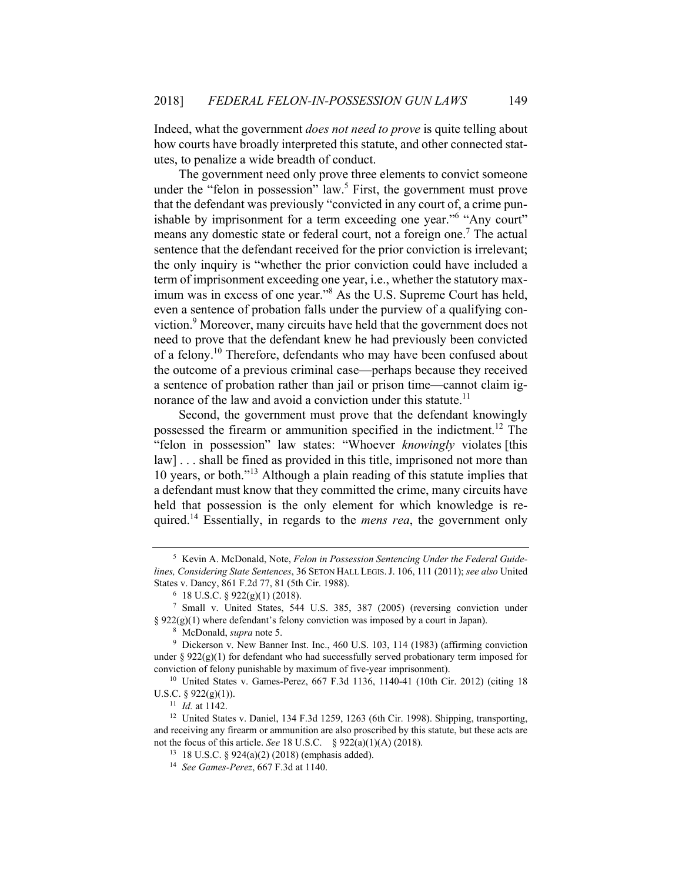Indeed, what the government *does not need to prove* is quite telling about how courts have broadly interpreted this statute, and other connected statutes, to penalize a wide breadth of conduct.

The government need only prove three elements to convict someone under the "felon in possession" law.[5] First, the government must prove that the defendant was previously "convicted in any court of, a crime punishable by imprisonment for a term exceeding one year."[6] "Any court" means any domestic state or federal court, not a foreign one.[7] The actual sentence that the defendant received for the prior conviction is irrelevant; the only inquiry is "whether the prior conviction could have included a term of imprisonment exceeding one year, i.e., whether the statutory maximum was in excess of one year."[8] As the U.S. Supreme Court has held, even a sentence of probation falls under the purview of a qualifying conviction.[9] Moreover, many circuits have held that the government does not need to prove that the defendant knew he had previously been convicted of a felony.[10] Therefore, defendants who may have been confused about the outcome of a previous criminal case—perhaps because they received a sentence of probation rather than jail or prison time—cannot claim ignorance of the law and avoid a conviction under this statute.[11]

Second, the government must prove that the defendant knowingly possessed the firearm or ammunition specified in the indictment.[12] The "felon in possession" law states: "Whoever *knowingly* violates [this law] . . . shall be fined as provided in this title, imprisoned not more than 10 years, or both."[13] Although a plain reading of this statute implies that a defendant must know that they committed the crime, many circuits have held that possession is the only element for which knowledge is required.[14] Essentially, in regards to the *mens rea*, the government only

---

[5] Kevin A. McDonald, Note, *Felon in Possession Sentencing Under the Federal Guidelines, Considering State Sentences*, 36 SETON HALL LEGIS. J. 106, 111 (2011); *see also* United States v. Dancy, 861 F.2d 77, 81 (5th Cir. 1988).

[6] 18 U.S.C. § 922(g)(1) (2018).

[7] Small v. United States, 544 U.S. 385, 387 (2005) (reversing conviction under § 922(g)(1) where defendant's felony conviction was imposed by a court in Japan).

[8] McDonald, *supra* note 5.

[9] Dickerson v. New Banner Inst. Inc., 460 U.S. 103, 114 (1983) (affirming conviction under § 922(g)(1) for defendant who had successfully served probationary term imposed for conviction of felony punishable by maximum of five-year imprisonment).

[10] United States v. Games-Perez, 667 F.3d 1136, 1140-41 (10th Cir. 2012) (citing 18 U.S.C. § 922(g)(1)).

[11] *Id.* at 1142.

[12] United States v. Daniel, 134 F.3d 1259, 1263 (6th Cir. 1998). Shipping, transporting, and receiving any firearm or ammunition are also proscribed by this statute, but these acts are not the focus of this article. *See* 18 U.S.C. § 922(a)(1)(A) (2018).

[13] 18 U.S.C. § 924(a)(2) (2018) (emphasis added).

[14] *See Games-Perez*, 667 F.3d at 1140.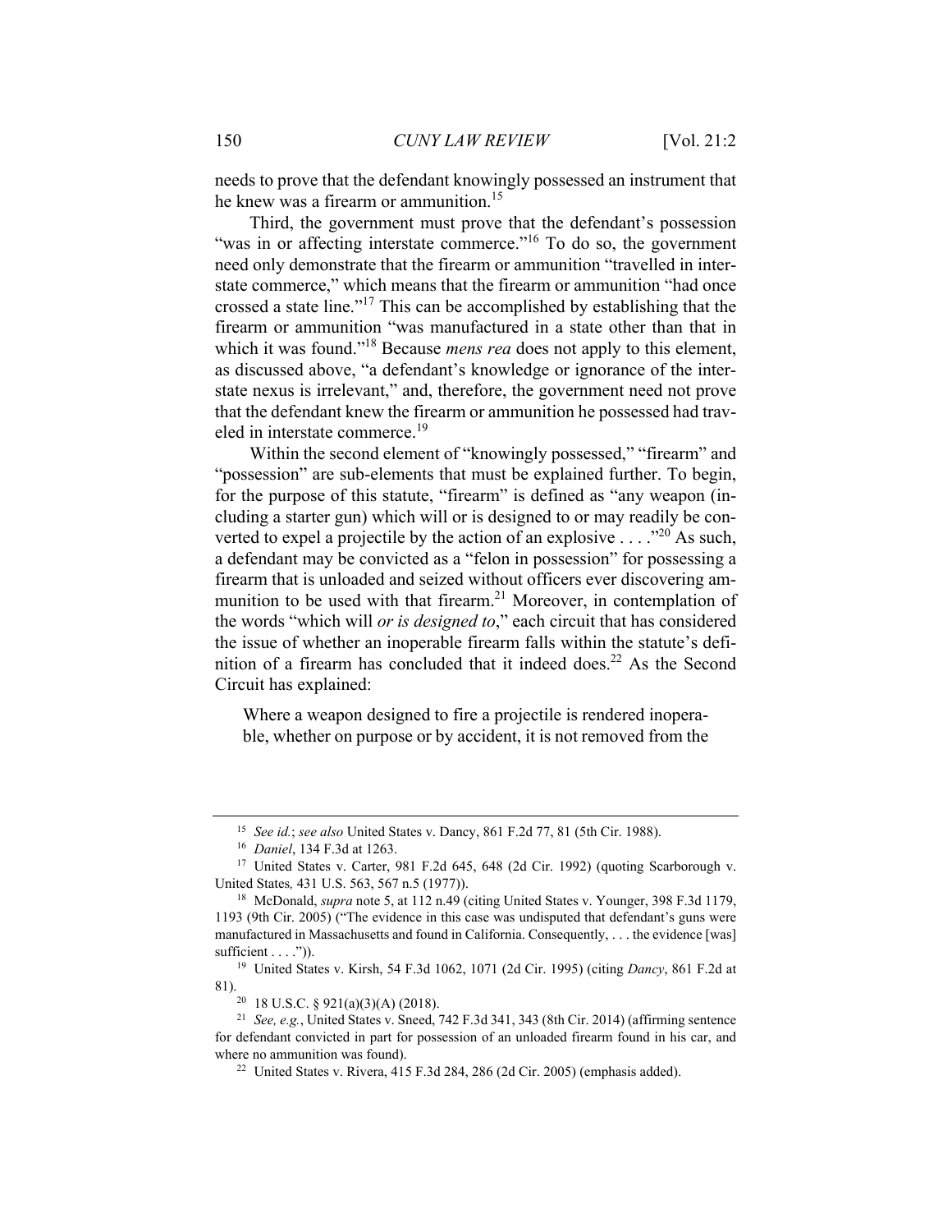needs to prove that the defendant knowingly possessed an instrument that he knew was a firearm or ammunition.[15]

Third, the government must prove that the defendant's possession "was in or affecting interstate commerce."[16] To do so, the government need only demonstrate that the firearm or ammunition "travelled in interstate commerce," which means that the firearm or ammunition "had once crossed a state line."[17] This can be accomplished by establishing that the firearm or ammunition "was manufactured in a state other than that in which it was found."[18] Because *mens rea* does not apply to this element, as discussed above, "a defendant's knowledge or ignorance of the interstate nexus is irrelevant," and, therefore, the government need not prove that the defendant knew the firearm or ammunition he possessed had traveled in interstate commerce.[19]

Within the second element of "knowingly possessed," "firearm" and "possession" are sub-elements that must be explained further. To begin, for the purpose of this statute, "firearm" is defined as "any weapon (including a starter gun) which will or is designed to or may readily be converted to expel a projectile by the action of an explosive . . . ."[20] As such, a defendant may be convicted as a "felon in possession" for possessing a firearm that is unloaded and seized without officers ever discovering ammunition to be used with that firearm.[21] Moreover, in contemplation of the words "which will *or is designed to*," each circuit that has considered the issue of whether an inoperable firearm falls within the statute's definition of a firearm has concluded that it indeed does.[22] As the Second Circuit has explained:

> Where a weapon designed to fire a projectile is rendered inoperable, whether on purpose or by accident, it is not removed from the

---

[15] *See id.*; *see also* United States v. Dancy, 861 F.2d 77, 81 (5th Cir. 1988).

[16] *Daniel*, 134 F.3d at 1263.

[17] United States v. Carter, 981 F.2d 645, 648 (2d Cir. 1992) (quoting Scarborough v. United States*,* 431 U.S. 563, 567 n.5 (1977)).

[18] McDonald, *supra* note 5, at 112 n.49 (citing United States v. Younger, 398 F.3d 1179, 1193 (9th Cir. 2005) ("The evidence in this case was undisputed that defendant's guns were manufactured in Massachusetts and found in California. Consequently, . . . the evidence [was] sufficient . . . .")).

[19] United States v. Kirsh, 54 F.3d 1062, 1071 (2d Cir. 1995) (citing *Dancy*, 861 F.2d at 81).

[20] 18 U.S.C. § 921(a)(3)(A) (2018).

[21] *See, e.g.*, United States v. Sneed, 742 F.3d 341, 343 (8th Cir. 2014) (affirming sentence for defendant convicted in part for possession of an unloaded firearm found in his car, and where no ammunition was found).

[22] United States v. Rivera, 415 F.3d 284, 286 (2d Cir. 2005) (emphasis added).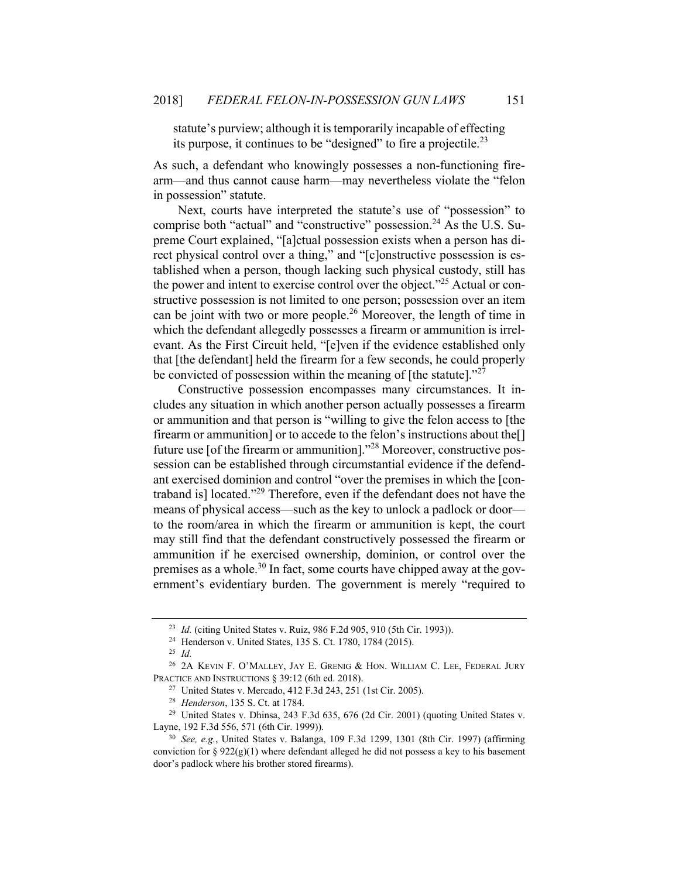statute's purview; although it is temporarily incapable of effecting its purpose, it continues to be "designed" to fire a projectile.[23]

As such, a defendant who knowingly possesses a non-functioning firearm—and thus cannot cause harm—may nevertheless violate the "felon in possession" statute.

Next, courts have interpreted the statute's use of "possession" to comprise both "actual" and "constructive" possession.[24] As the U.S. Supreme Court explained, "[a]ctual possession exists when a person has direct physical control over a thing," and "[c]onstructive possession is established when a person, though lacking such physical custody, still has the power and intent to exercise control over the object."[25] Actual or constructive possession is not limited to one person; possession over an item can be joint with two or more people.[26] Moreover, the length of time in which the defendant allegedly possesses a firearm or ammunition is irrelevant. As the First Circuit held, "[e]ven if the evidence established only that [the defendant] held the firearm for a few seconds, he could properly be convicted of possession within the meaning of [the statute]."[27]

Constructive possession encompasses many circumstances. It includes any situation in which another person actually possesses a firearm or ammunition and that person is "willing to give the felon access to [the firearm or ammunition] or to accede to the felon's instructions about the[] future use [of the firearm or ammunition]."[28] Moreover, constructive possession can be established through circumstantial evidence if the defendant exercised dominion and control "over the premises in which the [contraband is] located."[29] Therefore, even if the defendant does not have the means of physical access—such as the key to unlock a padlock or door—to the room/area in which the firearm or ammunition is kept, the court may still find that the defendant constructively possessed the firearm or ammunition if he exercised ownership, dominion, or control over the premises as a whole.[30] In fact, some courts have chipped away at the government's evidentiary burden. The government is merely "required to

---

[23] *Id.* (citing United States v. Ruiz, 986 F.2d 905, 910 (5th Cir. 1993)).

[24] Henderson v. United States, 135 S. Ct. 1780, 1784 (2015).

[25] *Id.*

[26] 2A KEVIN F. O'MALLEY, JAY E. GRENIG & HON. WILLIAM C. LEE, FEDERAL JURY PRACTICE AND INSTRUCTIONS § 39:12 (6th ed. 2018).

[27] United States v. Mercado, 412 F.3d 243, 251 (1st Cir. 2005).

[28] *Henderson*, 135 S. Ct. at 1784.

[29] United States v. Dhinsa, 243 F.3d 635, 676 (2d Cir. 2001) (quoting United States v. Layne, 192 F.3d 556, 571 (6th Cir. 1999)).

[30] *See, e.g.*, United States v. Balanga, 109 F.3d 1299, 1301 (8th Cir. 1997) (affirming conviction for § 922(g)(1) where defendant alleged he did not possess a key to his basement door's padlock where his brother stored firearms).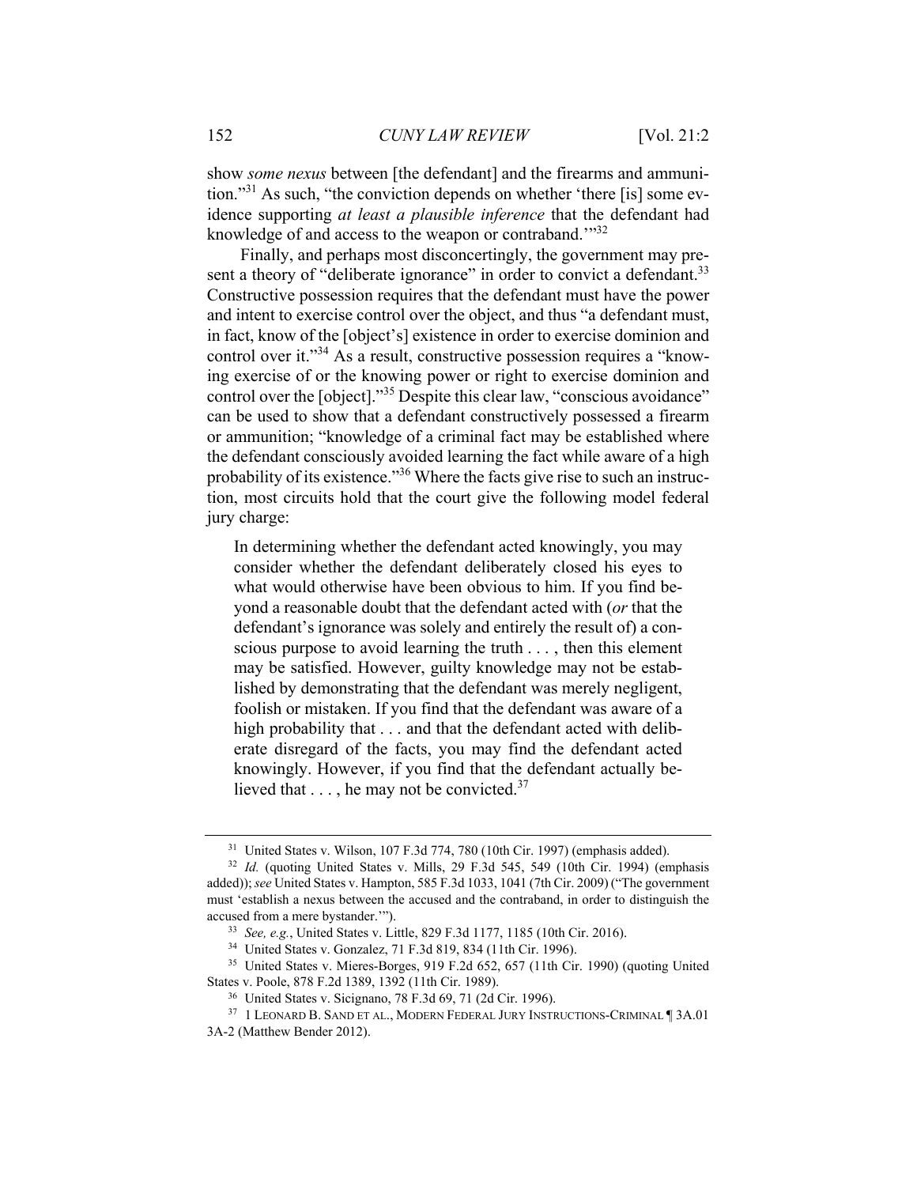show *some nexus* between [the defendant] and the firearms and ammunition."[31] As such, "the conviction depends on whether 'there [is] some evidence supporting *at least a plausible inference* that the defendant had knowledge of and access to the weapon or contraband.'"[32]

Finally, and perhaps most disconcertingly, the government may present a theory of "deliberate ignorance" in order to convict a defendant.[33] Constructive possession requires that the defendant must have the power and intent to exercise control over the object, and thus "a defendant must, in fact, know of the [object's] existence in order to exercise dominion and control over it."[34] As a result, constructive possession requires a "knowing exercise of or the knowing power or right to exercise dominion and control over the [object]."[35] Despite this clear law, "conscious avoidance" can be used to show that a defendant constructively possessed a firearm or ammunition; "knowledge of a criminal fact may be established where the defendant consciously avoided learning the fact while aware of a high probability of its existence."[36] Where the facts give rise to such an instruction, most circuits hold that the court give the following model federal jury charge:

> In determining whether the defendant acted knowingly, you may consider whether the defendant deliberately closed his eyes to what would otherwise have been obvious to him. If you find beyond a reasonable doubt that the defendant acted with (*or* that the defendant's ignorance was solely and entirely the result of) a conscious purpose to avoid learning the truth . . . , then this element may be satisfied. However, guilty knowledge may not be established by demonstrating that the defendant was merely negligent, foolish or mistaken. If you find that the defendant was aware of a high probability that . . . and that the defendant acted with deliberate disregard of the facts, you may find the defendant acted knowingly. However, if you find that the defendant actually believed that . . . , he may not be convicted.[37]

---

[31] United States v. Wilson, 107 F.3d 774, 780 (10th Cir. 1997) (emphasis added).

[32] *Id.* (quoting United States v. Mills, 29 F.3d 545, 549 (10th Cir. 1994) (emphasis added)); *see* United States v. Hampton, 585 F.3d 1033, 1041 (7th Cir. 2009) ("The government must 'establish a nexus between the accused and the contraband, in order to distinguish the accused from a mere bystander.'").

[33] *See, e.g.*, United States v. Little, 829 F.3d 1177, 1185 (10th Cir. 2016).

[34] United States v. Gonzalez, 71 F.3d 819, 834 (11th Cir. 1996).

[35] United States v. Mieres-Borges, 919 F.2d 652, 657 (11th Cir. 1990) (quoting United States v. Poole, 878 F.2d 1389, 1392 (11th Cir. 1989).

[36] United States v. Sicignano, 78 F.3d 69, 71 (2d Cir. 1996).

[37] 1 LEONARD B. SAND ET AL., MODERN FEDERAL JURY INSTRUCTIONS-CRIMINAL ¶ 3A.01 3A-2 (Matthew Bender 2012).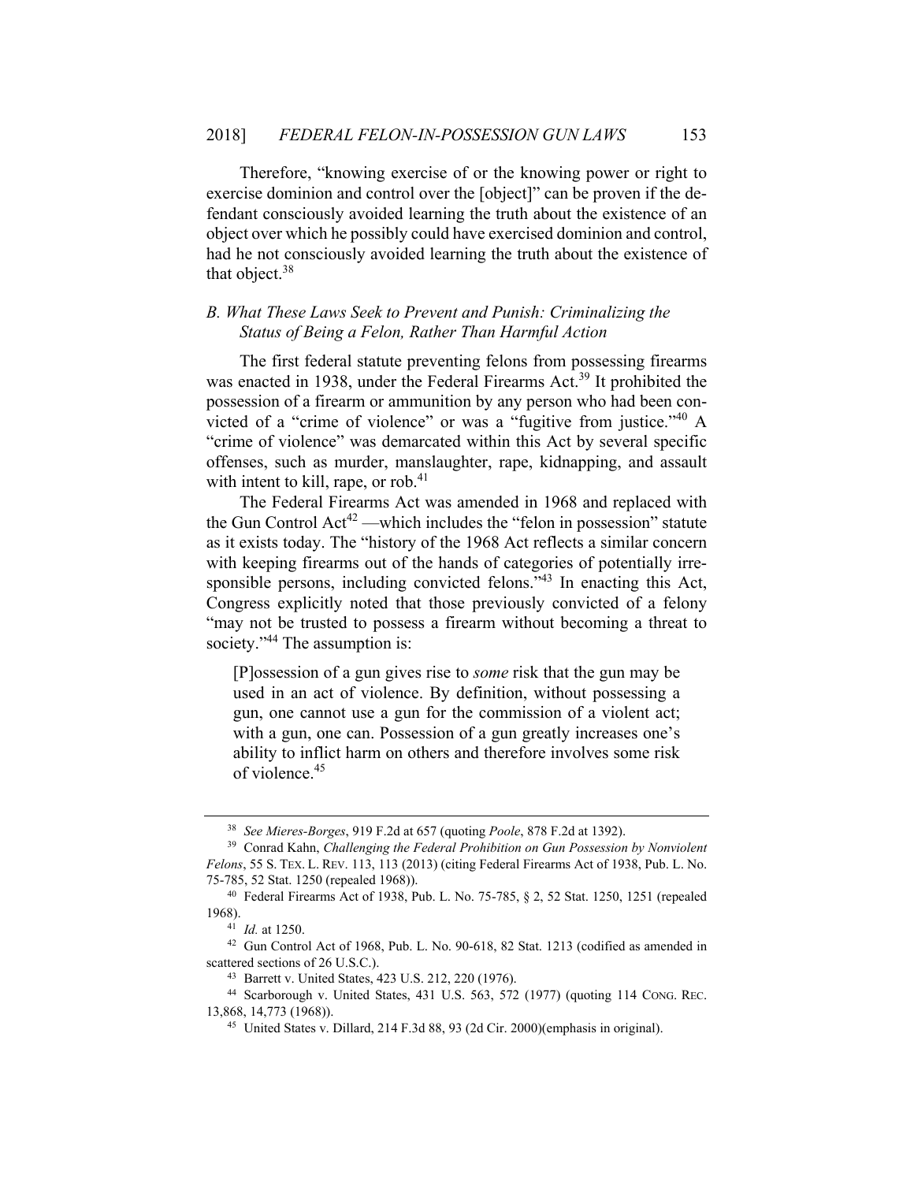Therefore, "knowing exercise of or the knowing power or right to exercise dominion and control over the [object]" can be proven if the defendant consciously avoided learning the truth about the existence of an object over which he possibly could have exercised dominion and control, had he not consciously avoided learning the truth about the existence of that object.[38]

### B. What These Laws Seek to Prevent and Punish: Criminalizing the Status of Being a Felon, Rather Than Harmful Action

The first federal statute preventing felons from possessing firearms was enacted in 1938, under the Federal Firearms Act.[39] It prohibited the possession of a firearm or ammunition by any person who had been convicted of a "crime of violence" or was a "fugitive from justice."[40] A "crime of violence" was demarcated within this Act by several specific offenses, such as murder, manslaughter, rape, kidnapping, and assault with intent to kill, rape, or rob.[41]

The Federal Firearms Act was amended in 1968 and replaced with the Gun Control Act[42] —which includes the "felon in possession" statute as it exists today. The "history of the 1968 Act reflects a similar concern with keeping firearms out of the hands of categories of potentially irresponsible persons, including convicted felons."[43] In enacting this Act, Congress explicitly noted that those previously convicted of a felony "may not be trusted to possess a firearm without becoming a threat to society."[44] The assumption is:

> [P]ossession of a gun gives rise to *some* risk that the gun may be used in an act of violence. By definition, without possessing a gun, one cannot use a gun for the commission of a violent act; with a gun, one can. Possession of a gun greatly increases one's ability to inflict harm on others and therefore involves some risk of violence.[45]

---

[38] *See Mieres-Borges*, 919 F.2d at 657 (quoting *Poole*, 878 F.2d at 1392).

[39] Conrad Kahn, *Challenging the Federal Prohibition on Gun Possession by Nonviolent Felons*, 55 S. TEX. L. REV. 113, 113 (2013) (citing Federal Firearms Act of 1938, Pub. L. No. 75-785, 52 Stat. 1250 (repealed 1968)).

[40] Federal Firearms Act of 1938, Pub. L. No. 75-785, § 2, 52 Stat. 1250, 1251 (repealed 1968).

[41] *Id.* at 1250.

[42] Gun Control Act of 1968, Pub. L. No. 90-618, 82 Stat. 1213 (codified as amended in scattered sections of 26 U.S.C.).

[43] Barrett v. United States, 423 U.S. 212, 220 (1976).

[44] Scarborough v. United States, 431 U.S. 563, 572 (1977) (quoting 114 CONG. REC. 13,868, 14,773 (1968)).

[45] United States v. Dillard, 214 F.3d 88, 93 (2d Cir. 2000)(emphasis in original).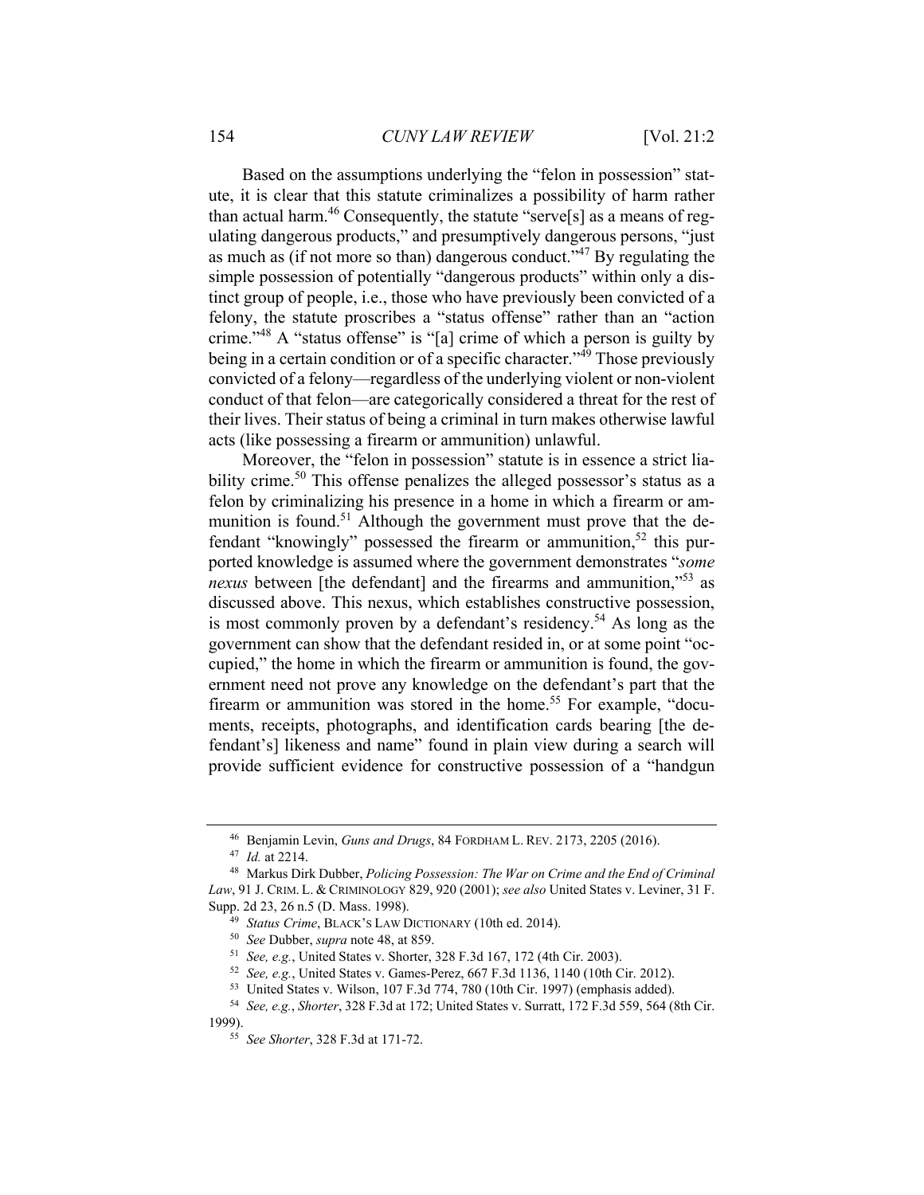Based on the assumptions underlying the "felon in possession" statute, it is clear that this statute criminalizes a possibility of harm rather than actual harm.[46] Consequently, the statute "serve[s] as a means of regulating dangerous products," and presumptively dangerous persons, "just as much as (if not more so than) dangerous conduct."[47] By regulating the simple possession of potentially "dangerous products" within only a distinct group of people, i.e., those who have previously been convicted of a felony, the statute proscribes a "status offense" rather than an "action crime."[48] A "status offense" is "[a] crime of which a person is guilty by being in a certain condition or of a specific character."[49] Those previously convicted of a felony—regardless of the underlying violent or non-violent conduct of that felon—are categorically considered a threat for the rest of their lives. Their status of being a criminal in turn makes otherwise lawful acts (like possessing a firearm or ammunition) unlawful.

Moreover, the "felon in possession" statute is in essence a strict liability crime.[50] This offense penalizes the alleged possessor's status as a felon by criminalizing his presence in a home in which a firearm or ammunition is found.[51] Although the government must prove that the defendant "knowingly" possessed the firearm or ammunition,[52] this purported knowledge is assumed where the government demonstrates "*some nexus* between [the defendant] and the firearms and ammunition,"[53] as discussed above. This nexus, which establishes constructive possession, is most commonly proven by a defendant's residency.[54] As long as the government can show that the defendant resided in, or at some point "occupied," the home in which the firearm or ammunition is found, the government need not prove any knowledge on the defendant's part that the firearm or ammunition was stored in the home.[55] For example, "documents, receipts, photographs, and identification cards bearing [the defendant's] likeness and name" found in plain view during a search will provide sufficient evidence for constructive possession of a "handgun

---

[46] Benjamin Levin, *Guns and Drugs*, 84 FORDHAM L. REV. 2173, 2205 (2016).

[47] *Id.* at 2214.

[48] Markus Dirk Dubber, *Policing Possession: The War on Crime and the End of Criminal Law*, 91 J. CRIM. L. & CRIMINOLOGY 829, 920 (2001); *see also* United States v. Leviner, 31 F. Supp. 2d 23, 26 n.5 (D. Mass. 1998).

[49] *Status Crime*, BLACK'S LAW DICTIONARY (10th ed. 2014).

[50] *See* Dubber, *supra* note 48, at 859.

[51] *See, e.g.*, United States v. Shorter, 328 F.3d 167, 172 (4th Cir. 2003).

[52] *See, e.g.*, United States v. Games-Perez, 667 F.3d 1136, 1140 (10th Cir. 2012).

[53] United States v. Wilson, 107 F.3d 774, 780 (10th Cir. 1997) (emphasis added).

[54] *See, e.g.*, *Shorter*, 328 F.3d at 172; United States v. Surratt, 172 F.3d 559, 564 (8th Cir. 1999).

[55] *See Shorter*, 328 F.3d at 171-72.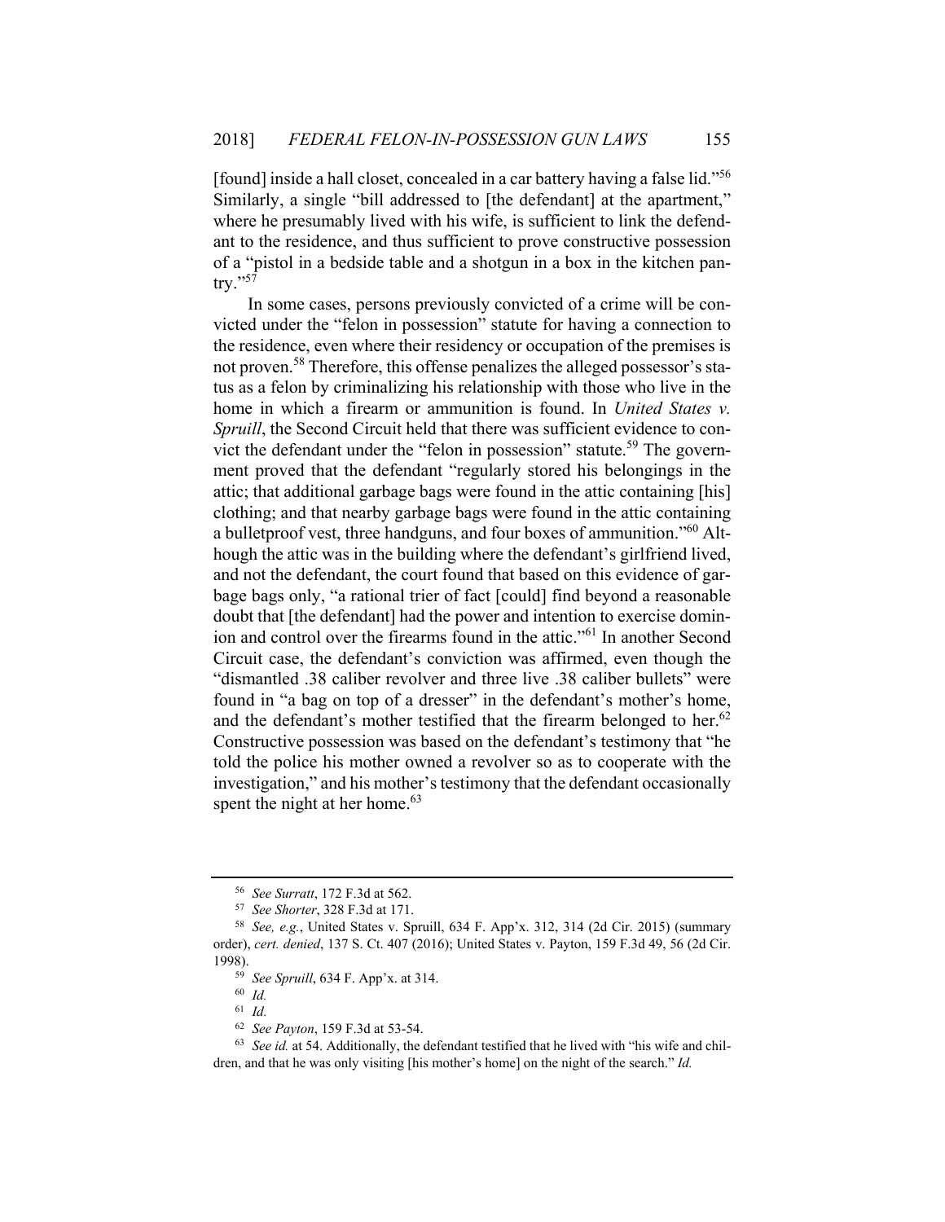[found] inside a hall closet, concealed in a car battery having a false lid."[56] Similarly, a single "bill addressed to [the defendant] at the apartment," where he presumably lived with his wife, is sufficient to link the defendant to the residence, and thus sufficient to prove constructive possession of a "pistol in a bedside table and a shotgun in a box in the kitchen pantry."[57]

In some cases, persons previously convicted of a crime will be convicted under the "felon in possession" statute for having a connection to the residence, even where their residency or occupation of the premises is not proven.[58] Therefore, this offense penalizes the alleged possessor's status as a felon by criminalizing his relationship with those who live in the home in which a firearm or ammunition is found. In *United States v. Spruill*, the Second Circuit held that there was sufficient evidence to convict the defendant under the "felon in possession" statute.[59] The government proved that the defendant "regularly stored his belongings in the attic; that additional garbage bags were found in the attic containing [his] clothing; and that nearby garbage bags were found in the attic containing a bulletproof vest, three handguns, and four boxes of ammunition."[60] Although the attic was in the building where the defendant's girlfriend lived, and not the defendant, the court found that based on this evidence of garbage bags only, "a rational trier of fact [could] find beyond a reasonable doubt that [the defendant] had the power and intention to exercise dominion and control over the firearms found in the attic."[61] In another Second Circuit case, the defendant's conviction was affirmed, even though the "dismantled .38 caliber revolver and three live .38 caliber bullets" were found in "a bag on top of a dresser" in the defendant's mother's home, and the defendant's mother testified that the firearm belonged to her.[62] Constructive possession was based on the defendant's testimony that "he told the police his mother owned a revolver so as to cooperate with the investigation," and his mother's testimony that the defendant occasionally spent the night at her home.[63]

---

[56] *See Surratt*, 172 F.3d at 562.

[57] *See Shorter*, 328 F.3d at 171.

[58] *See, e.g.*, United States v. Spruill, 634 F. App'x. 312, 314 (2d Cir. 2015) (summary order), *cert. denied*, 137 S. Ct. 407 (2016); United States v. Payton, 159 F.3d 49, 56 (2d Cir. 1998).

[59] *See Spruill*, 634 F. App'x. at 314.

[60] *Id.*

[61] *Id.*

[62] *See Payton*, 159 F.3d at 53-54.

[63] *See id.* at 54. Additionally, the defendant testified that he lived with "his wife and children, and that he was only visiting [his mother's home] on the night of the search." *Id.*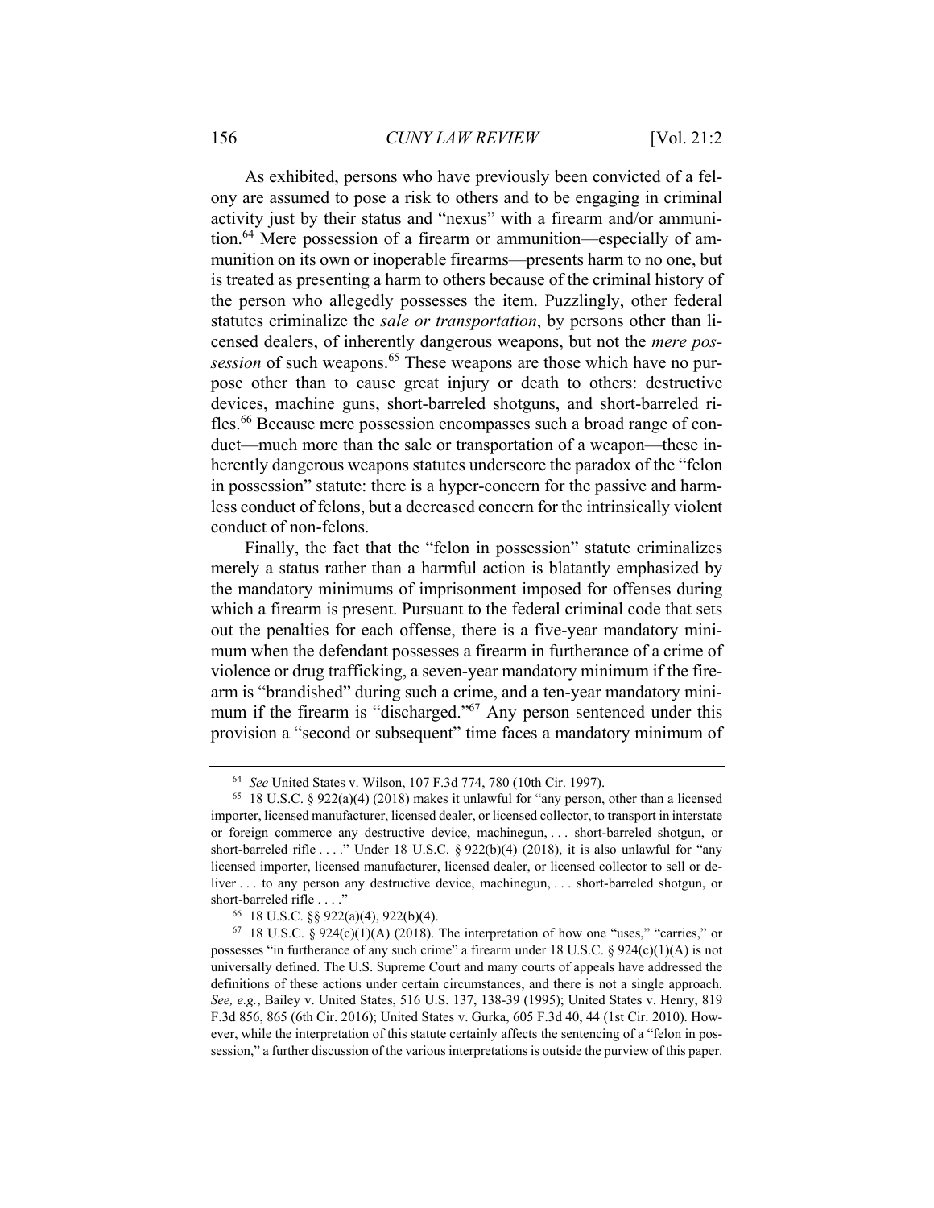As exhibited, persons who have previously been convicted of a felony are assumed to pose a risk to others and to be engaging in criminal activity just by their status and "nexus" with a firearm and/or ammunition.[64] Mere possession of a firearm or ammunition—especially of ammunition on its own or inoperable firearms—presents harm to no one, but is treated as presenting a harm to others because of the criminal history of the person who allegedly possesses the item. Puzzlingly, other federal statutes criminalize the *sale or transportation*, by persons other than licensed dealers, of inherently dangerous weapons, but not the *mere possession* of such weapons.[65] These weapons are those which have no purpose other than to cause great injury or death to others: destructive devices, machine guns, short-barreled shotguns, and short-barreled rifles.[66] Because mere possession encompasses such a broad range of conduct—much more than the sale or transportation of a weapon—these inherently dangerous weapons statutes underscore the paradox of the "felon in possession" statute: there is a hyper-concern for the passive and harmless conduct of felons, but a decreased concern for the intrinsically violent conduct of non-felons.

Finally, the fact that the "felon in possession" statute criminalizes merely a status rather than a harmful action is blatantly emphasized by the mandatory minimums of imprisonment imposed for offenses during which a firearm is present. Pursuant to the federal criminal code that sets out the penalties for each offense, there is a five-year mandatory minimum when the defendant possesses a firearm in furtherance of a crime of violence or drug trafficking, a seven-year mandatory minimum if the firearm is "brandished" during such a crime, and a ten-year mandatory minimum if the firearm is "discharged."[67] Any person sentenced under this provision a "second or subsequent" time faces a mandatory minimum of

---

[64] *See* United States v. Wilson, 107 F.3d 774, 780 (10th Cir. 1997).

[65] 18 U.S.C. § 922(a)(4) (2018) makes it unlawful for "any person, other than a licensed importer, licensed manufacturer, licensed dealer, or licensed collector, to transport in interstate or foreign commerce any destructive device, machinegun, . . . short-barreled shotgun, or short-barreled rifle . . . ." Under 18 U.S.C. § 922(b)(4) (2018), it is also unlawful for "any licensed importer, licensed manufacturer, licensed dealer, or licensed collector to sell or deliver . . . to any person any destructive device, machinegun, . . . short-barreled shotgun, or short-barreled rifle . . . ."

[66] 18 U.S.C. §§ 922(a)(4), 922(b)(4).

[67] 18 U.S.C. § 924(c)(1)(A) (2018). The interpretation of how one "uses," "carries," or possesses "in furtherance of any such crime" a firearm under 18 U.S.C. § 924(c)(1)(A) is not universally defined. The U.S. Supreme Court and many courts of appeals have addressed the definitions of these actions under certain circumstances, and there is not a single approach. *See, e.g.*, Bailey v. United States, 516 U.S. 137, 138-39 (1995); United States v. Henry, 819 F.3d 856, 865 (6th Cir. 2016); United States v. Gurka, 605 F.3d 40, 44 (1st Cir. 2010). However, while the interpretation of this statute certainly affects the sentencing of a "felon in possession," a further discussion of the various interpretations is outside the purview of this paper.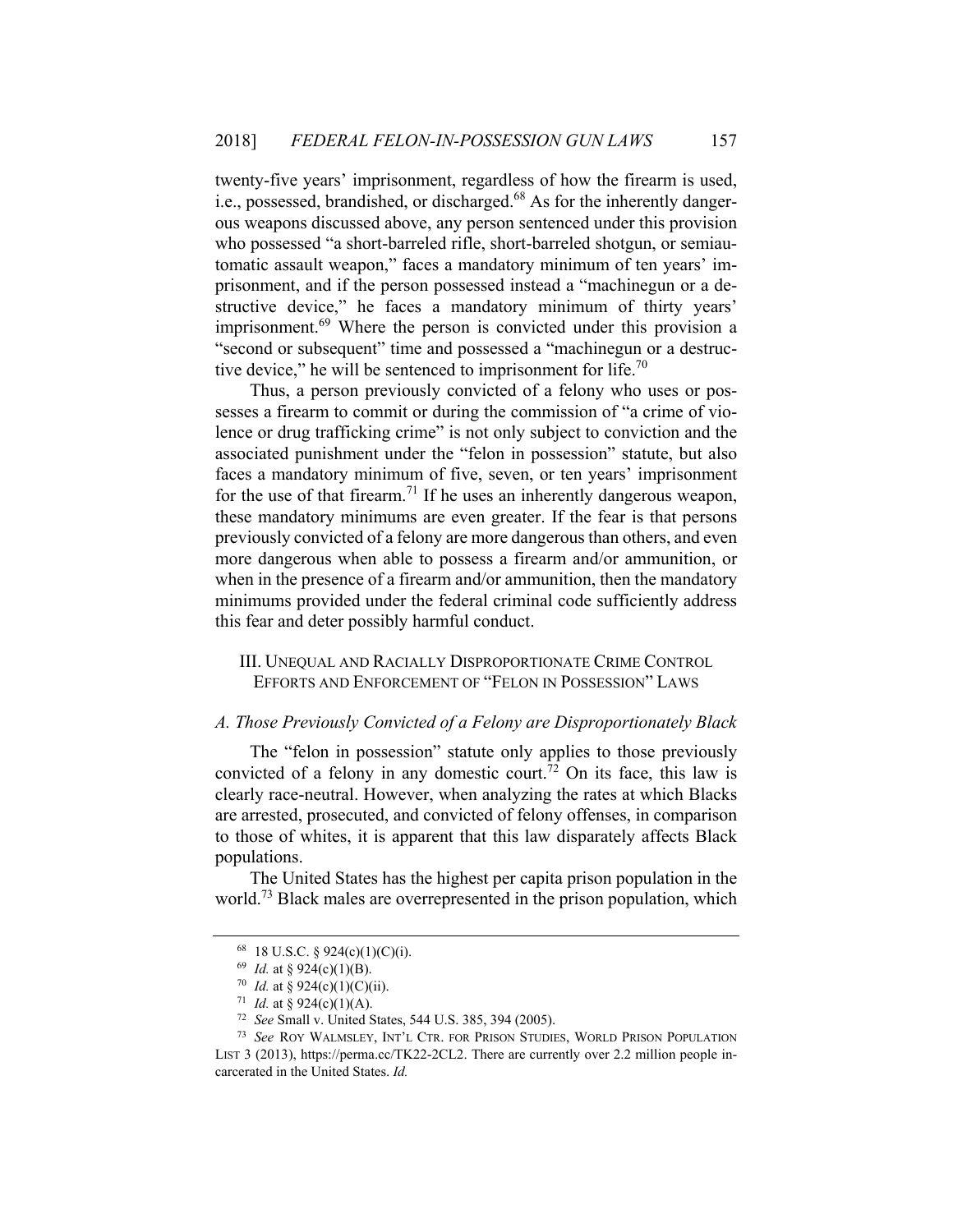twenty-five years' imprisonment, regardless of how the firearm is used, i.e., possessed, brandished, or discharged.[68] As for the inherently dangerous weapons discussed above, any person sentenced under this provision who possessed "a short-barreled rifle, short-barreled shotgun, or semiautomatic assault weapon," faces a mandatory minimum of ten years' imprisonment, and if the person possessed instead a "machinegun or a destructive device," he faces a mandatory minimum of thirty years' imprisonment.[69] Where the person is convicted under this provision a "second or subsequent" time and possessed a "machinegun or a destructive device," he will be sentenced to imprisonment for life.[70]

Thus, a person previously convicted of a felony who uses or possesses a firearm to commit or during the commission of "a crime of violence or drug trafficking crime" is not only subject to conviction and the associated punishment under the "felon in possession" statute, but also faces a mandatory minimum of five, seven, or ten years' imprisonment for the use of that firearm.[71] If he uses an inherently dangerous weapon, these mandatory minimums are even greater. If the fear is that persons previously convicted of a felony are more dangerous than others, and even more dangerous when able to possess a firearm and/or ammunition, or when in the presence of a firearm and/or ammunition, then the mandatory minimums provided under the federal criminal code sufficiently address this fear and deter possibly harmful conduct.

## III. Unequal and Racially Disproportionate Crime Control Efforts and Enforcement of "Felon in Possession" Laws

### *A. Those Previously Convicted of a Felony are Disproportionately Black*

The "felon in possession" statute only applies to those previously convicted of a felony in any domestic court.[72] On its face, this law is clearly race-neutral. However, when analyzing the rates at which Blacks are arrested, prosecuted, and convicted of felony offenses, in comparison to those of whites, it is apparent that this law disparately affects Black populations.

The United States has the highest per capita prison population in the world.[73] Black males are overrepresented in the prison population, which

---

[68] 18 U.S.C. § 924(c)(1)(C)(i).

[69] *Id.* at § 924(c)(1)(B).

[70] *Id.* at § 924(c)(1)(C)(ii).

[71] *Id.* at § 924(c)(1)(A).

[72] *See* Small v. United States, 544 U.S. 385, 394 (2005).

[73] *See* Roy Walmsley, Int'l Ctr. for Prison Studies, World Prison Population List 3 (2013), https://perma.cc/TK22-2CL2. There are currently over 2.2 million people incarcerated in the United States. *Id.*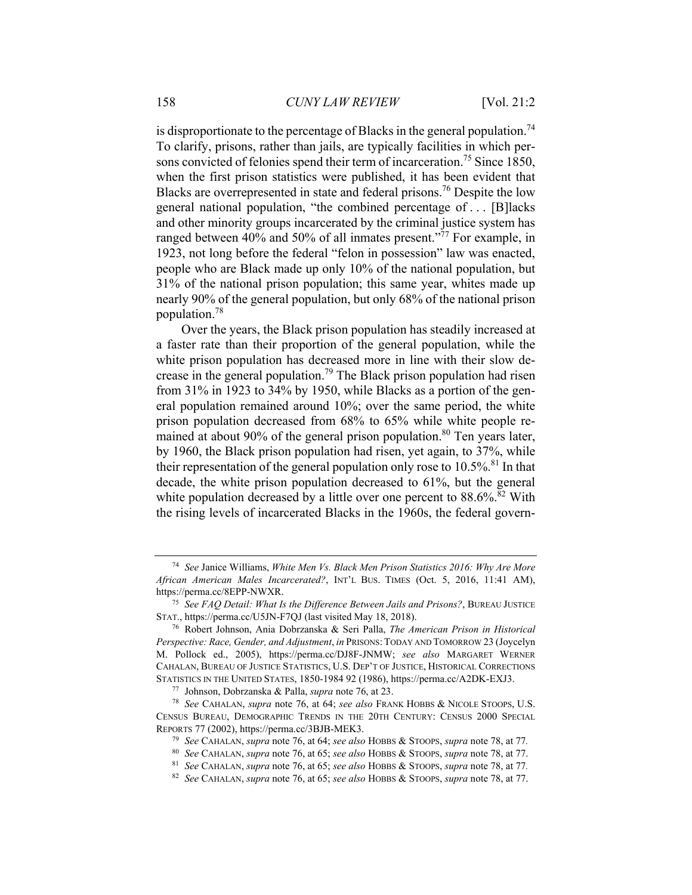is disproportionate to the percentage of Blacks in the general population.[74] To clarify, prisons, rather than jails, are typically facilities in which persons convicted of felonies spend their term of incarceration.[75] Since 1850, when the first prison statistics were published, it has been evident that Blacks are overrepresented in state and federal prisons.[76] Despite the low general national population, "the combined percentage of . . . [B]lacks and other minority groups incarcerated by the criminal justice system has ranged between 40% and 50% of all inmates present."[77] For example, in 1923, not long before the federal "felon in possession" law was enacted, people who are Black made up only 10% of the national population, but 31% of the national prison population; this same year, whites made up nearly 90% of the general population, but only 68% of the national prison population.[78]

Over the years, the Black prison population has steadily increased at a faster rate than their proportion of the general population, while the white prison population has decreased more in line with their slow decrease in the general population.[79] The Black prison population had risen from 31% in 1923 to 34% by 1950, while Blacks as a portion of the general population remained around 10%; over the same period, the white prison population decreased from 68% to 65% while white people remained at about 90% of the general prison population.[80] Ten years later, by 1960, the Black prison population had risen, yet again, to 37%, while their representation of the general population only rose to 10.5%.[81] In that decade, the white prison population decreased to 61%, but the general white population decreased by a little over one percent to 88.6%.[82] With the rising levels of incarcerated Blacks in the 1960s, the federal govern-

---

[74] *See* Janice Williams, *White Men Vs. Black Men Prison Statistics 2016: Why Are More African American Males Incarcerated?*, INT'L BUS. TIMES (Oct. 5, 2016, 11:41 AM), https://perma.cc/8EPP-NWXR.

[75] *See FAQ Detail: What Is the Difference Between Jails and Prisons?*, BUREAU JUSTICE STAT., https://perma.cc/U5JN-F7QJ (last visited May 18, 2018).

[76] Robert Johnson, Ania Dobrzanska & Seri Palla, *The American Prison in Historical Perspective: Race, Gender, and Adjustment*, *in* PRISONS: TODAY AND TOMORROW 23 (Joycelyn M. Pollock ed., 2005), https://perma.cc/DJ8F-JNMW; *see also* MARGARET WERNER CAHALAN, BUREAU OF JUSTICE STATISTICS, U.S. DEP'T OF JUSTICE, HISTORICAL CORRECTIONS STATISTICS IN THE UNITED STATES, 1850-1984 92 (1986), https://perma.cc/A2DK-EXJ3.

[77] Johnson, Dobrzanska & Palla, *supra* note 76, at 23.

[78] *See* CAHALAN, *supra* note 76, at 64; *see also* FRANK HOBBS & NICOLE STOOPS, U.S. CENSUS BUREAU, DEMOGRAPHIC TRENDS IN THE 20TH CENTURY: CENSUS 2000 SPECIAL REPORTS 77 (2002), https://perma.cc/3BJB-MEK3.

[79] *See* CAHALAN, *supra* note 76, at 64; *see also* HOBBS & STOOPS, *supra* note 78, at 77.

[80] *See* CAHALAN, *supra* note 76, at 65; *see also* HOBBS & STOOPS, *supra* note 78, at 77.

[81] *See* CAHALAN, *supra* note 76, at 65; *see also* HOBBS & STOOPS, *supra* note 78, at 77.

[82] *See* CAHALAN, *supra* note 76, at 65; *see also* HOBBS & STOOPS, *supra* note 78, at 77.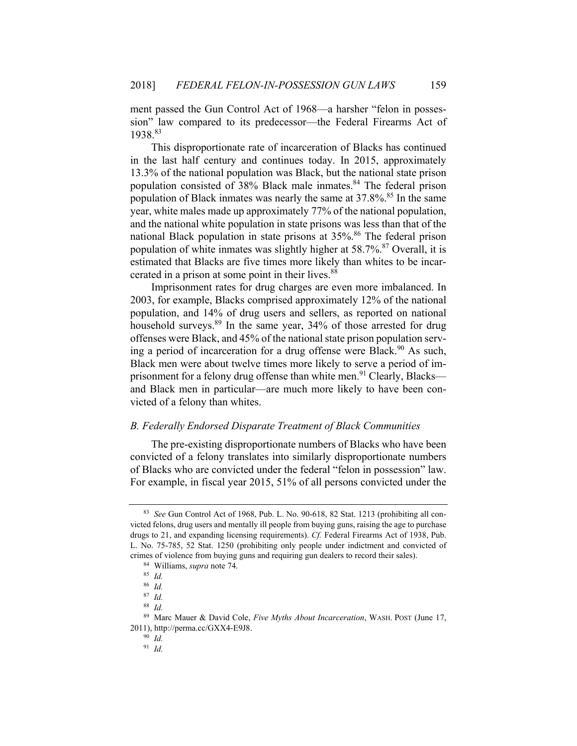ment passed the Gun Control Act of 1968—a harsher "felon in possession" law compared to its predecessor—the Federal Firearms Act of 1938.[83]

This disproportionate rate of incarceration of Blacks has continued in the last half century and continues today. In 2015, approximately 13.3% of the national population was Black, but the national state prison population consisted of 38% Black male inmates.[84] The federal prison population of Black inmates was nearly the same at 37.8%.[85] In the same year, white males made up approximately 77% of the national population, and the national white population in state prisons was less than that of the national Black population in state prisons at 35%.[86] The federal prison population of white inmates was slightly higher at 58.7%.[87] Overall, it is estimated that Blacks are five times more likely than whites to be incarcerated in a prison at some point in their lives.[88]

Imprisonment rates for drug charges are even more imbalanced. In 2003, for example, Blacks comprised approximately 12% of the national population, and 14% of drug users and sellers, as reported on national household surveys.[89] In the same year, 34% of those arrested for drug offenses were Black, and 45% of the national state prison population serving a period of incarceration for a drug offense were Black.[90] As such, Black men were about twelve times more likely to serve a period of imprisonment for a felony drug offense than white men.[91] Clearly, Blacks—and Black men in particular—are much more likely to have been convicted of a felony than whites.

### *B. Federally Endorsed Disparate Treatment of Black Communities*

The pre-existing disproportionate numbers of Blacks who have been convicted of a felony translates into similarly disproportionate numbers of Blacks who are convicted under the federal "felon in possession" law. For example, in fiscal year 2015, 51% of all persons convicted under the

---

[83] *See* Gun Control Act of 1968, Pub. L. No. 90-618, 82 Stat. 1213 (prohibiting all convicted felons, drug users and mentally ill people from buying guns, raising the age to purchase drugs to 21, and expanding licensing requirements). *Cf.* Federal Firearms Act of 1938, Pub. L. No. 75-785, 52 Stat. 1250 (prohibiting only people under indictment and convicted of crimes of violence from buying guns and requiring gun dealers to record their sales).

[84] Williams, *supra* note 74.

[85] *Id.*

[86] *Id.*

[87] *Id.*

[88] *Id.*

[89] Marc Mauer & David Cole, *Five Myths About Incarceration*, WASH. POST (June 17, 2011), http://perma.cc/GXX4-E9J8.

[90] *Id.*

[91] *Id.*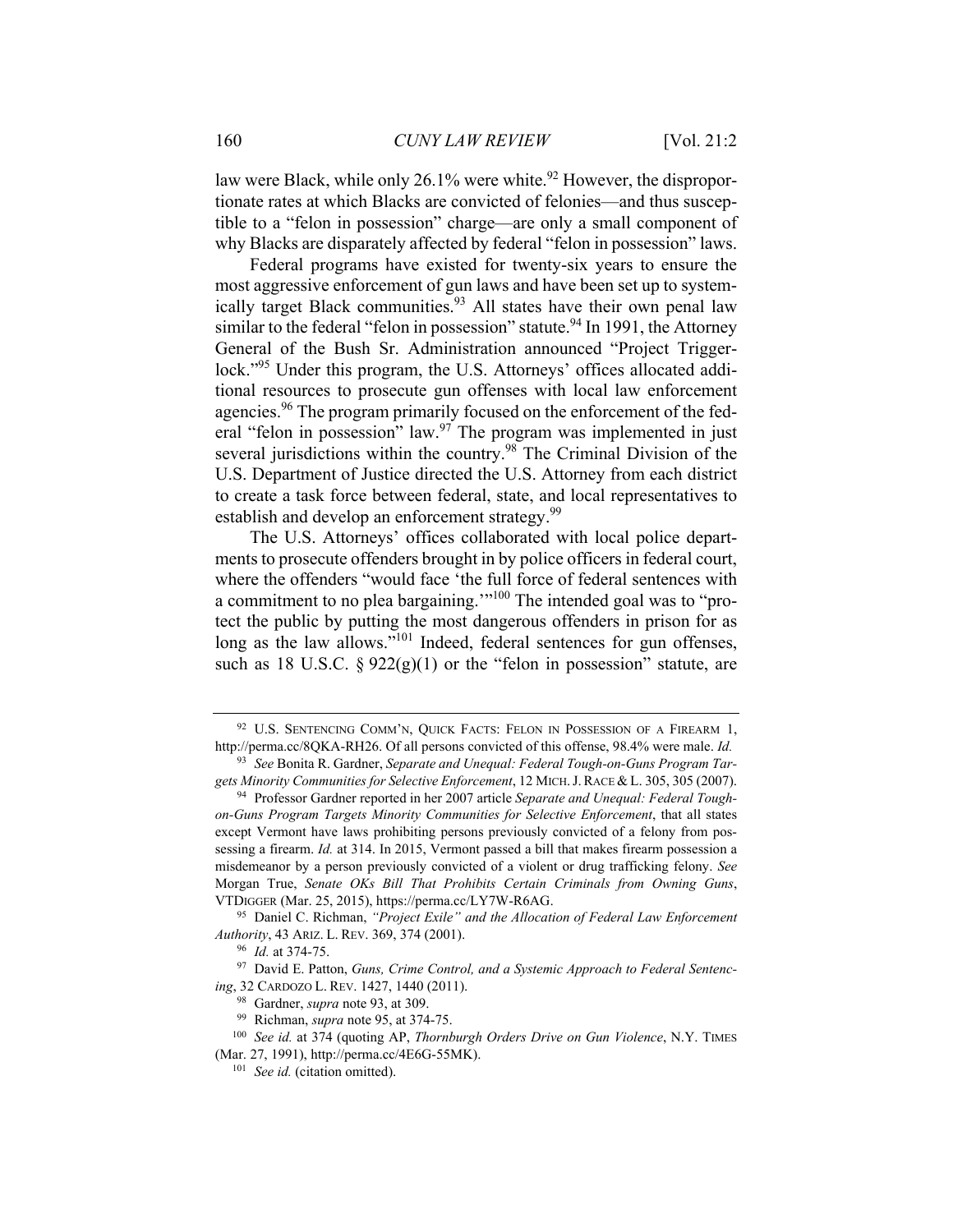law were Black, while only 26.1% were white.[92] However, the disproportionate rates at which Blacks are convicted of felonies—and thus susceptible to a "felon in possession" charge—are only a small component of why Blacks are disparately affected by federal "felon in possession" laws.

Federal programs have existed for twenty-six years to ensure the most aggressive enforcement of gun laws and have been set up to systemically target Black communities.[93] All states have their own penal law similar to the federal "felon in possession" statute.[94] In 1991, the Attorney General of the Bush Sr. Administration announced "Project Triggerlock."[95] Under this program, the U.S. Attorneys' offices allocated additional resources to prosecute gun offenses with local law enforcement agencies.[96] The program primarily focused on the enforcement of the federal "felon in possession" law.[97] The program was implemented in just several jurisdictions within the country.[98] The Criminal Division of the U.S. Department of Justice directed the U.S. Attorney from each district to create a task force between federal, state, and local representatives to establish and develop an enforcement strategy.[99]

The U.S. Attorneys' offices collaborated with local police departments to prosecute offenders brought in by police officers in federal court, where the offenders "would face 'the full force of federal sentences with a commitment to no plea bargaining.'"[100] The intended goal was to "protect the public by putting the most dangerous offenders in prison for as long as the law allows."[101] Indeed, federal sentences for gun offenses, such as 18 U.S.C. § 922(g)(1) or the "felon in possession" statute, are

---

[92] U.S. SENTENCING COMM'N, QUICK FACTS: FELON IN POSSESSION OF A FIREARM 1, http://perma.cc/8QKA-RH26. Of all persons convicted of this offense, 98.4% were male. *Id.*

[93] *See* Bonita R. Gardner, *Separate and Unequal: Federal Tough-on-Guns Program Targets Minority Communities for Selective Enforcement*, 12 MICH. J. RACE & L. 305, 305 (2007).

[94] Professor Gardner reported in her 2007 article *Separate and Unequal: Federal Tough-on-Guns Program Targets Minority Communities for Selective Enforcement*, that all states except Vermont have laws prohibiting persons previously convicted of a felony from possessing a firearm. *Id.* at 314. In 2015, Vermont passed a bill that makes firearm possession a misdemeanor by a person previously convicted of a violent or drug trafficking felony. *See* Morgan True, *Senate OKs Bill That Prohibits Certain Criminals from Owning Guns*, VTDIGGER (Mar. 25, 2015), https://perma.cc/LY7W-R6AG.

[95] Daniel C. Richman, *"Project Exile" and the Allocation of Federal Law Enforcement Authority*, 43 ARIZ. L. REV. 369, 374 (2001).

[96] *Id.* at 374-75.

[97] David E. Patton, *Guns, Crime Control, and a Systemic Approach to Federal Sentencing*, 32 CARDOZO L. REV. 1427, 1440 (2011).

[98] Gardner, *supra* note 93, at 309.

[99] Richman, *supra* note 95, at 374-75.

[100] *See id.* at 374 (quoting AP, *Thornburgh Orders Drive on Gun Violence*, N.Y. TIMES (Mar. 27, 1991), http://perma.cc/4E6G-55MK).

[101] *See id.* (citation omitted).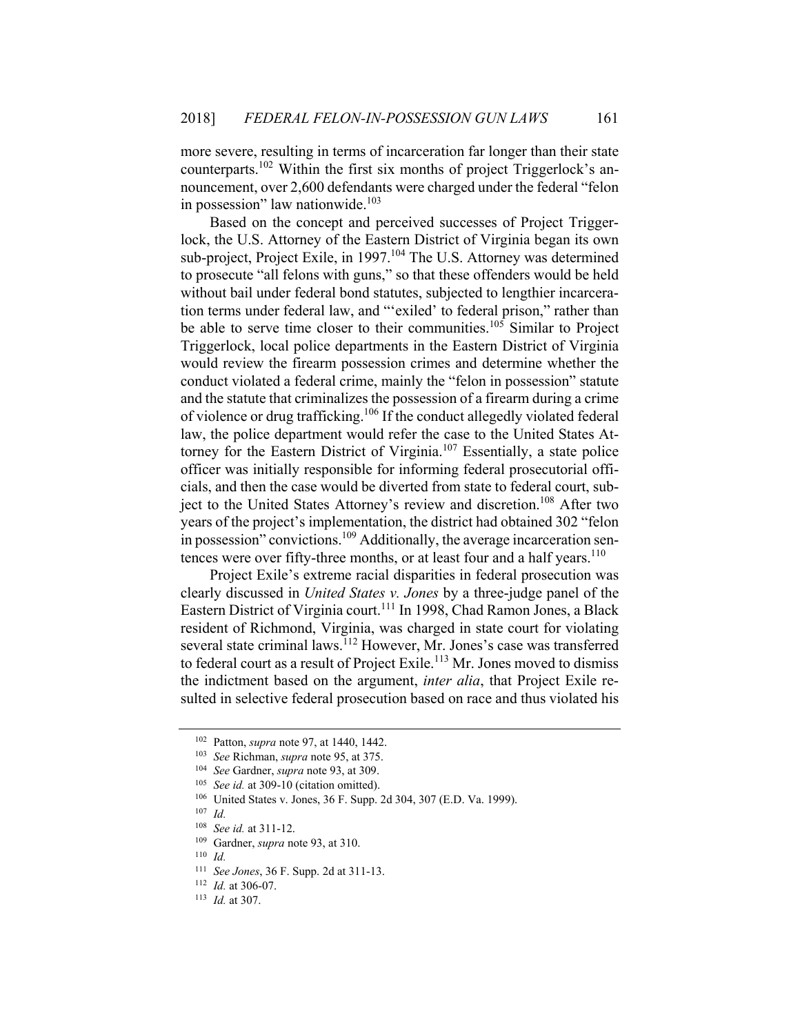more severe, resulting in terms of incarceration far longer than their state counterparts.[102] Within the first six months of project Triggerlock's announcement, over 2,600 defendants were charged under the federal "felon in possession" law nationwide.[103]

Based on the concept and perceived successes of Project Triggerlock, the U.S. Attorney of the Eastern District of Virginia began its own sub-project, Project Exile, in 1997.[104] The U.S. Attorney was determined to prosecute "all felons with guns," so that these offenders would be held without bail under federal bond statutes, subjected to lengthier incarceration terms under federal law, and "'exiled' to federal prison," rather than be able to serve time closer to their communities.[105] Similar to Project Triggerlock, local police departments in the Eastern District of Virginia would review the firearm possession crimes and determine whether the conduct violated a federal crime, mainly the "felon in possession" statute and the statute that criminalizes the possession of a firearm during a crime of violence or drug trafficking.[106] If the conduct allegedly violated federal law, the police department would refer the case to the United States Attorney for the Eastern District of Virginia.[107] Essentially, a state police officer was initially responsible for informing federal prosecutorial officials, and then the case would be diverted from state to federal court, subject to the United States Attorney's review and discretion.[108] After two years of the project's implementation, the district had obtained 302 "felon in possession" convictions.[109] Additionally, the average incarceration sentences were over fifty-three months, or at least four and a half years.[110]

Project Exile's extreme racial disparities in federal prosecution was clearly discussed in *United States v. Jones* by a three-judge panel of the Eastern District of Virginia court.[111] In 1998, Chad Ramon Jones, a Black resident of Richmond, Virginia, was charged in state court for violating several state criminal laws.[112] However, Mr. Jones's case was transferred to federal court as a result of Project Exile.[113] Mr. Jones moved to dismiss the indictment based on the argument, *inter alia*, that Project Exile resulted in selective federal prosecution based on race and thus violated his

---

[102] Patton, *supra* note 97, at 1440, 1442.

[103] *See* Richman, *supra* note 95, at 375.

[104] *See* Gardner, *supra* note 93, at 309.

[105] *See id.* at 309-10 (citation omitted).

[106] United States v. Jones, 36 F. Supp. 2d 304, 307 (E.D. Va. 1999).

[107] *Id.*

[108] *See id.* at 311-12.

[109] Gardner, *supra* note 93, at 310.

[110] *Id.*

[111] *See Jones*, 36 F. Supp. 2d at 311-13.

[112] *Id.* at 306-07.

[113] *Id.* at 307.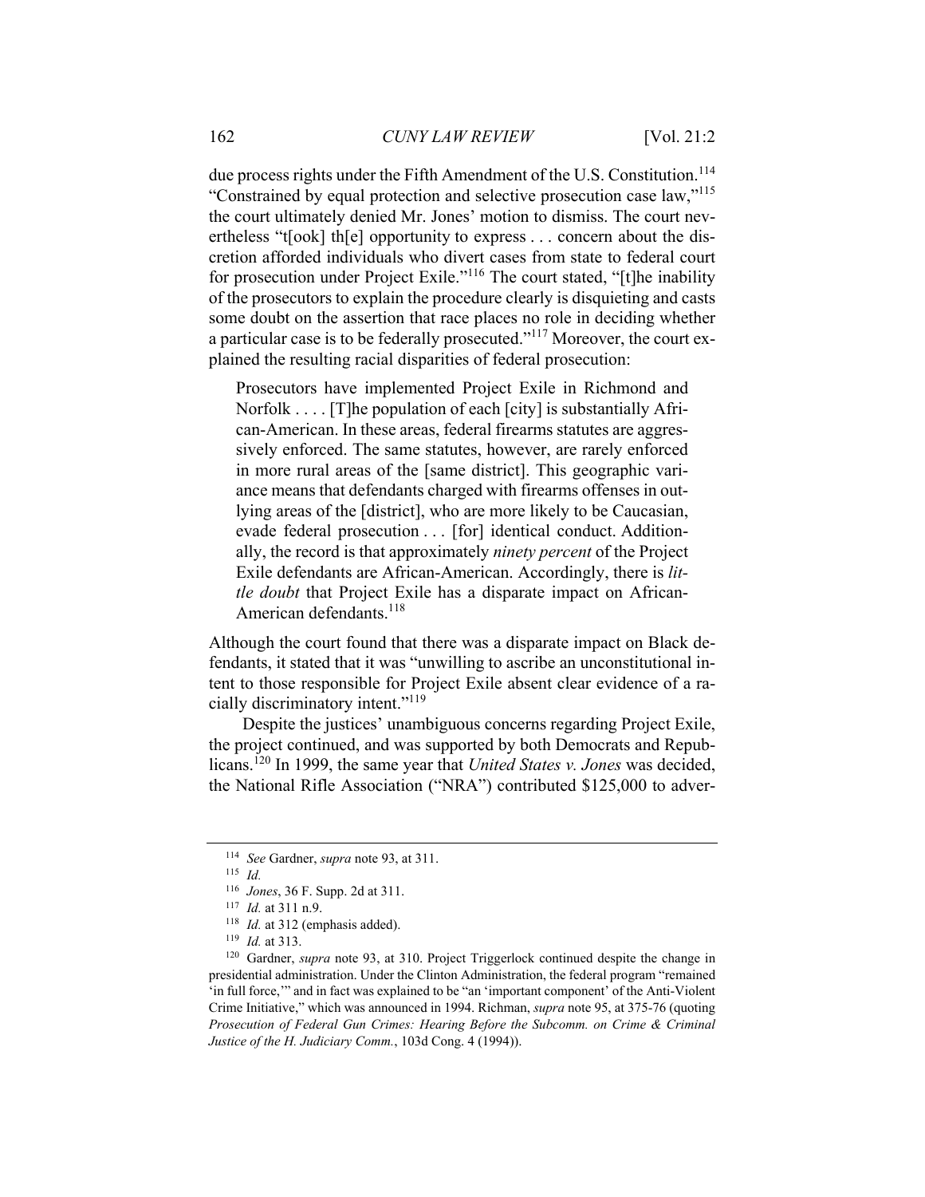due process rights under the Fifth Amendment of the U.S. Constitution.[114] "Constrained by equal protection and selective prosecution case law,"[115] the court ultimately denied Mr. Jones' motion to dismiss. The court nevertheless "t[ook] th[e] opportunity to express . . . concern about the discretion afforded individuals who divert cases from state to federal court for prosecution under Project Exile."[116] The court stated, "[t]he inability of the prosecutors to explain the procedure clearly is disquieting and casts some doubt on the assertion that race places no role in deciding whether a particular case is to be federally prosecuted."[117] Moreover, the court explained the resulting racial disparities of federal prosecution:

> Prosecutors have implemented Project Exile in Richmond and Norfolk . . . . [T]he population of each [city] is substantially African-American. In these areas, federal firearms statutes are aggressively enforced. The same statutes, however, are rarely enforced in more rural areas of the [same district]. This geographic variance means that defendants charged with firearms offenses in outlying areas of the [district], who are more likely to be Caucasian, evade federal prosecution . . . [for] identical conduct. Additionally, the record is that approximately *ninety percent* of the Project Exile defendants are African-American. Accordingly, there is *little doubt* that Project Exile has a disparate impact on African-American defendants.[118]

Although the court found that there was a disparate impact on Black defendants, it stated that it was "unwilling to ascribe an unconstitutional intent to those responsible for Project Exile absent clear evidence of a racially discriminatory intent."[119]

Despite the justices' unambiguous concerns regarding Project Exile, the project continued, and was supported by both Democrats and Republicans.[120] In 1999, the same year that *United States v. Jones* was decided, the National Rifle Association ("NRA") contributed $125,000 to adver-

---

[114] *See* Gardner, *supra* note 93, at 311.

[115] *Id.*

[116] *Jones*, 36 F. Supp. 2d at 311.

[117] *Id.* at 311 n.9.

[118] *Id.* at 312 (emphasis added).

[119] *Id.* at 313.

[120] Gardner, *supra* note 93, at 310. Project Triggerlock continued despite the change in presidential administration. Under the Clinton Administration, the federal program "remained 'in full force,'" and in fact was explained to be "an 'important component' of the Anti-Violent Crime Initiative," which was announced in 1994. Richman, *supra* note 95, at 375-76 (quoting *Prosecution of Federal Gun Crimes: Hearing Before the Subcomm. on Crime & Criminal Justice of the H. Judiciary Comm.*, 103d Cong. 4 (1994)).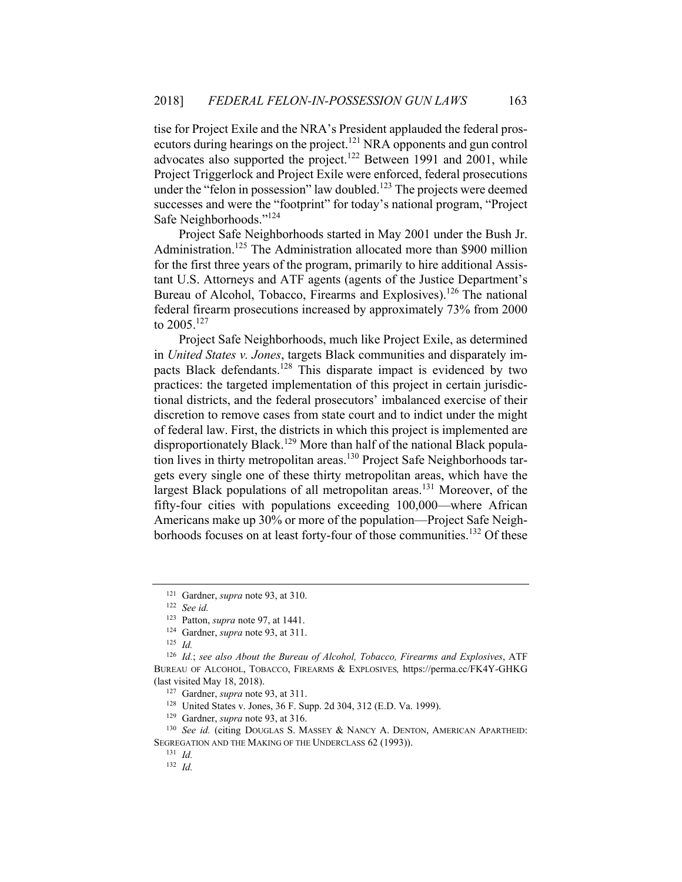tise for Project Exile and the NRA's President applauded the federal prosecutors during hearings on the project.[121] NRA opponents and gun control advocates also supported the project.[122] Between 1991 and 2001, while Project Triggerlock and Project Exile were enforced, federal prosecutions under the "felon in possession" law doubled.[123] The projects were deemed successes and were the "footprint" for today's national program, "Project Safe Neighborhoods."[124]

Project Safe Neighborhoods started in May 2001 under the Bush Jr. Administration.[125] The Administration allocated more than $900 million for the first three years of the program, primarily to hire additional Assistant U.S. Attorneys and ATF agents (agents of the Justice Department's Bureau of Alcohol, Tobacco, Firearms and Explosives).[126] The national federal firearm prosecutions increased by approximately 73% from 2000 to 2005.[127]

Project Safe Neighborhoods, much like Project Exile, as determined in *United States v. Jones*, targets Black communities and disparately impacts Black defendants.[128] This disparate impact is evidenced by two practices: the targeted implementation of this project in certain jurisdictional districts, and the federal prosecutors' imbalanced exercise of their discretion to remove cases from state court and to indict under the might of federal law. First, the districts in which this project is implemented are disproportionately Black.[129] More than half of the national Black population lives in thirty metropolitan areas.[130] Project Safe Neighborhoods targets every single one of these thirty metropolitan areas, which have the largest Black populations of all metropolitan areas.[131] Moreover, of the fifty-four cities with populations exceeding 100,000—where African Americans make up 30% or more of the population—Project Safe Neighborhoods focuses on at least forty-four of those communities.[132] Of these

---

[121] Gardner, *supra* note 93, at 310.

[122] *See id.*

[123] Patton, *supra* note 97, at 1441.

[124] Gardner, *supra* note 93, at 311.

[125] *Id.*

[126] *Id.*; *see also About the Bureau of Alcohol, Tobacco, Firearms and Explosives*, ATF BUREAU OF ALCOHOL, TOBACCO, FIREARMS & EXPLOSIVES, https://perma.cc/FK4Y-GHKG (last visited May 18, 2018).

[127] Gardner, *supra* note 93, at 311.

[128] United States v. Jones, 36 F. Supp. 2d 304, 312 (E.D. Va. 1999).

[129] Gardner, *supra* note 93, at 316.

[130] *See id.* (citing DOUGLAS S. MASSEY & NANCY A. DENTON, AMERICAN APARTHEID: SEGREGATION AND THE MAKING OF THE UNDERCLASS 62 (1993)).

[131] *Id.*

[132] *Id.*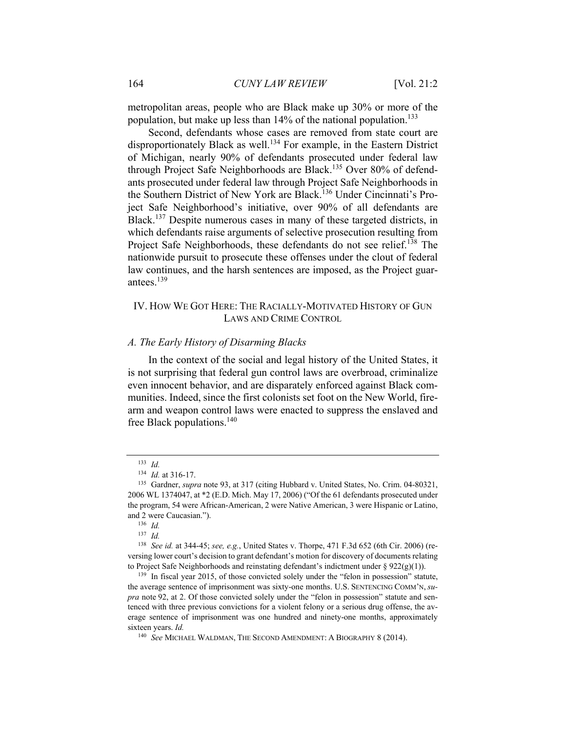metropolitan areas, people who are Black make up 30% or more of the population, but make up less than 14% of the national population.[133]

Second, defendants whose cases are removed from state court are disproportionately Black as well.[134] For example, in the Eastern District of Michigan, nearly 90% of defendants prosecuted under federal law through Project Safe Neighborhoods are Black.[135] Over 80% of defendants prosecuted under federal law through Project Safe Neighborhoods in the Southern District of New York are Black.[136] Under Cincinnati's Project Safe Neighborhood's initiative, over 90% of all defendants are Black.[137] Despite numerous cases in many of these targeted districts, in which defendants raise arguments of selective prosecution resulting from Project Safe Neighborhoods, these defendants do not see relief.[138] The nationwide pursuit to prosecute these offenses under the clout of federal law continues, and the harsh sentences are imposed, as the Project guarantees.[139]

## IV. HOW WE GOT HERE: THE RACIALLY-MOTIVATED HISTORY OF GUN LAWS AND CRIME CONTROL

### *A. The Early History of Disarming Blacks*

In the context of the social and legal history of the United States, it is not surprising that federal gun control laws are overbroad, criminalize even innocent behavior, and are disparately enforced against Black communities. Indeed, since the first colonists set foot on the New World, firearm and weapon control laws were enacted to suppress the enslaved and free Black populations.[140]

---

[133] *Id.*

[134] *Id.* at 316-17.

[135] Gardner, *supra* note 93, at 317 (citing Hubbard v. United States, No. Crim. 04-80321, 2006 WL 1374047, at *2 (E.D. Mich. May 17, 2006) ("Of the 61 defendants prosecuted under the program, 54 were African-American, 2 were Native American, 3 were Hispanic or Latino, and 2 were Caucasian.").

[136] *Id.*

[137] *Id.*

[138] *See id.* at 344-45; *see, e.g.*, United States v. Thorpe, 471 F.3d 652 (6th Cir. 2006) (reversing lower court's decision to grant defendant's motion for discovery of documents relating to Project Safe Neighborhoods and reinstating defendant's indictment under § 922(g)(1)).

[139] In fiscal year 2015, of those convicted solely under the "felon in possession" statute, the average sentence of imprisonment was sixty-one months. U.S. SENTENCING COMM'N, *supra* note 92, at 2. Of those convicted solely under the "felon in possession" statute and sentenced with three previous convictions for a violent felony or a serious drug offense, the average sentence of imprisonment was one hundred and ninety-one months, approximately sixteen years. *Id.*

[140] *See* MICHAEL WALDMAN, THE SECOND AMENDMENT: A BIOGRAPHY 8 (2014).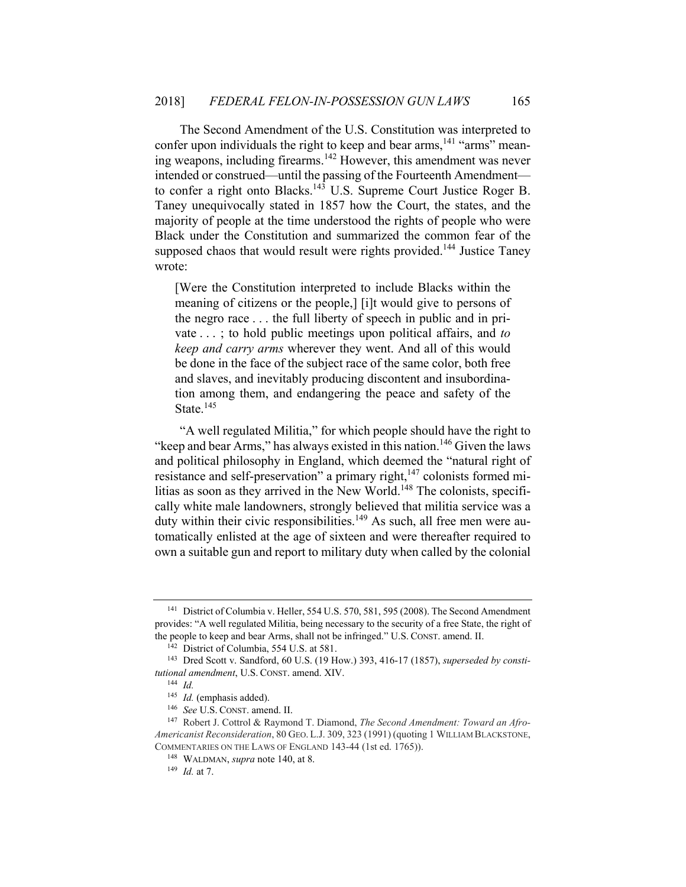The Second Amendment of the U.S. Constitution was interpreted to confer upon individuals the right to keep and bear arms,[141] "arms" meaning weapons, including firearms.[142] However, this amendment was never intended or construed—until the passing of the Fourteenth Amendment—to confer a right onto Blacks.[143] U.S. Supreme Court Justice Roger B. Taney unequivocally stated in 1857 how the Court, the states, and the majority of people at the time understood the rights of people who were Black under the Constitution and summarized the common fear of the supposed chaos that would result were rights provided.[144] Justice Taney wrote:

> [Were the Constitution interpreted to include Blacks within the meaning of citizens or the people,] [i]t would give to persons of the negro race . . . the full liberty of speech in public and in private . . . ; to hold public meetings upon political affairs, and *to keep and carry arms* wherever they went. And all of this would be done in the face of the subject race of the same color, both free and slaves, and inevitably producing discontent and insubordination among them, and endangering the peace and safety of the State.[145]

"A well regulated Militia," for which people should have the right to "keep and bear Arms," has always existed in this nation.[146] Given the laws and political philosophy in England, which deemed the "natural right of resistance and self-preservation" a primary right,[147] colonists formed militias as soon as they arrived in the New World.[148] The colonists, specifically white male landowners, strongly believed that militia service was a duty within their civic responsibilities.[149] As such, all free men were automatically enlisted at the age of sixteen and were thereafter required to own a suitable gun and report to military duty when called by the colonial

---

[141] District of Columbia v. Heller, 554 U.S. 570, 581, 595 (2008). The Second Amendment provides: "A well regulated Militia, being necessary to the security of a free State, the right of the people to keep and bear Arms, shall not be infringed." U.S. CONST. amend. II.

[142] District of Columbia, 554 U.S. at 581.

[143] Dred Scott v. Sandford, 60 U.S. (19 How.) 393, 416-17 (1857), *superseded by constitutional amendment*, U.S. CONST. amend. XIV.

[144] *Id.*

[145] *Id.* (emphasis added).

[146] *See* U.S. CONST. amend. II.

[147] Robert J. Cottrol & Raymond T. Diamond, *The Second Amendment: Toward an Afro-Americanist Reconsideration*, 80 GEO. L.J. 309, 323 (1991) (quoting 1 WILLIAM BLACKSTONE, COMMENTARIES ON THE LAWS OF ENGLAND 143-44 (1st ed. 1765)).

[148] WALDMAN, *supra* note 140, at 8.

[149] *Id.* at 7.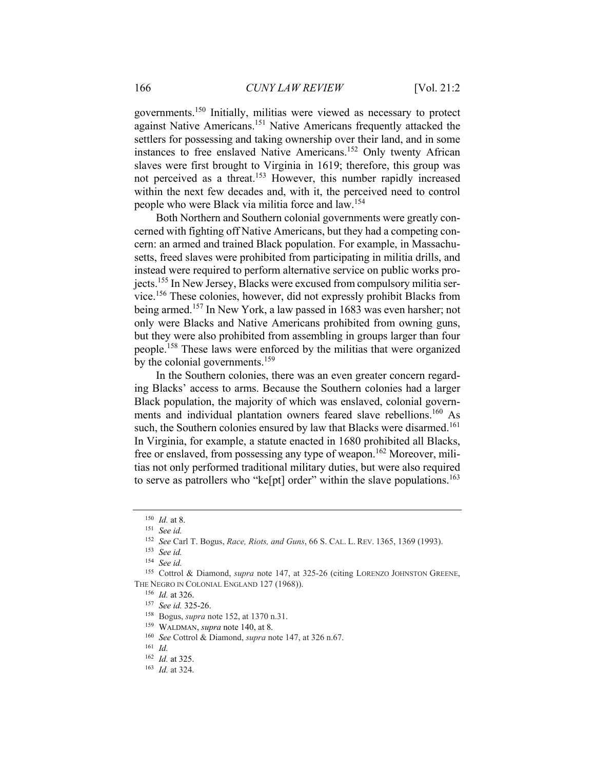governments.[150] Initially, militias were viewed as necessary to protect against Native Americans.[151] Native Americans frequently attacked the settlers for possessing and taking ownership over their land, and in some instances to free enslaved Native Americans.[152] Only twenty African slaves were first brought to Virginia in 1619; therefore, this group was not perceived as a threat.[153] However, this number rapidly increased within the next few decades and, with it, the perceived need to control people who were Black via militia force and law.[154]

Both Northern and Southern colonial governments were greatly concerned with fighting off Native Americans, but they had a competing concern: an armed and trained Black population. For example, in Massachusetts, freed slaves were prohibited from participating in militia drills, and instead were required to perform alternative service on public works projects.[155] In New Jersey, Blacks were excused from compulsory militia service.[156] These colonies, however, did not expressly prohibit Blacks from being armed.[157] In New York, a law passed in 1683 was even harsher; not only were Blacks and Native Americans prohibited from owning guns, but they were also prohibited from assembling in groups larger than four people.[158] These laws were enforced by the militias that were organized by the colonial governments.[159]

In the Southern colonies, there was an even greater concern regarding Blacks' access to arms. Because the Southern colonies had a larger Black population, the majority of which was enslaved, colonial governments and individual plantation owners feared slave rebellions.[160] As such, the Southern colonies ensured by law that Blacks were disarmed.[161] In Virginia, for example, a statute enacted in 1680 prohibited all Blacks, free or enslaved, from possessing any type of weapon.[162] Moreover, militias not only performed traditional military duties, but were also required to serve as patrollers who "ke[pt] order" within the slave populations.[163]

---

[150] *Id.* at 8.

[151] *See id.*

[152] *See* Carl T. Bogus, *Race, Riots, and Guns*, 66 S. CAL. L. REV. 1365, 1369 (1993).

[153] *See id.*

[154] *See id.*

[155] Cottrol & Diamond, *supra* note 147, at 325-26 (citing LORENZO JOHNSTON GREENE, THE NEGRO IN COLONIAL ENGLAND 127 (1968)).

[156] *Id.* at 326.

[157] *See id.* 325-26.

[158] Bogus, *supra* note 152, at 1370 n.31.

[159] WALDMAN, *supra* note 140, at 8.

[160] *See* Cottrol & Diamond, *supra* note 147, at 326 n.67.

[161] *Id.*

[162] *Id.* at 325.

[163] *Id.* at 324.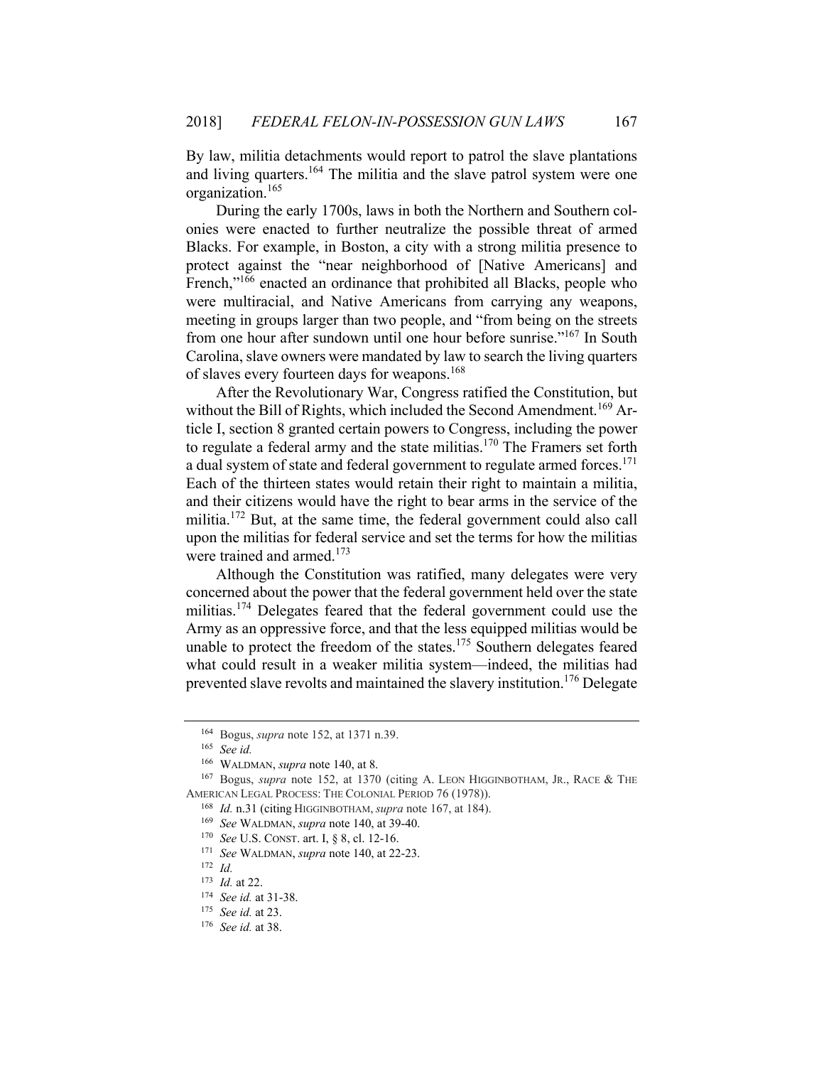By law, militia detachments would report to patrol the slave plantations and living quarters.[164] The militia and the slave patrol system were one organization.[165]

During the early 1700s, laws in both the Northern and Southern colonies were enacted to further neutralize the possible threat of armed Blacks. For example, in Boston, a city with a strong militia presence to protect against the "near neighborhood of [Native Americans] and French,"[166] enacted an ordinance that prohibited all Blacks, people who were multiracial, and Native Americans from carrying any weapons, meeting in groups larger than two people, and "from being on the streets from one hour after sundown until one hour before sunrise."[167] In South Carolina, slave owners were mandated by law to search the living quarters of slaves every fourteen days for weapons.[168]

After the Revolutionary War, Congress ratified the Constitution, but without the Bill of Rights, which included the Second Amendment.[169] Article I, section 8 granted certain powers to Congress, including the power to regulate a federal army and the state militias.[170] The Framers set forth a dual system of state and federal government to regulate armed forces.[171] Each of the thirteen states would retain their right to maintain a militia, and their citizens would have the right to bear arms in the service of the militia.[172] But, at the same time, the federal government could also call upon the militias for federal service and set the terms for how the militias were trained and armed.[173]

Although the Constitution was ratified, many delegates were very concerned about the power that the federal government held over the state militias.[174] Delegates feared that the federal government could use the Army as an oppressive force, and that the less equipped militias would be unable to protect the freedom of the states.[175] Southern delegates feared what could result in a weaker militia system—indeed, the militias had prevented slave revolts and maintained the slavery institution.[176] Delegate

---

[164] Bogus, *supra* note 152, at 1371 n.39.

[165] *See id.*

[166] WALDMAN, *supra* note 140, at 8.

[167] Bogus, *supra* note 152, at 1370 (citing A. LEON HIGGINBOTHAM, JR., RACE & THE AMERICAN LEGAL PROCESS: THE COLONIAL PERIOD 76 (1978)).

[168] *Id.* n.31 (citing HIGGINBOTHAM, *supra* note 167, at 184).

[169] *See* WALDMAN, *supra* note 140, at 39-40.

[170] *See* U.S. CONST. art. I, § 8, cl. 12-16.

[171] *See* WALDMAN, *supra* note 140, at 22-23.

[172] *Id.*

[173] *Id.* at 22.

[174] *See id.* at 31-38.

[175] *See id.* at 23.

[176] *See id.* at 38.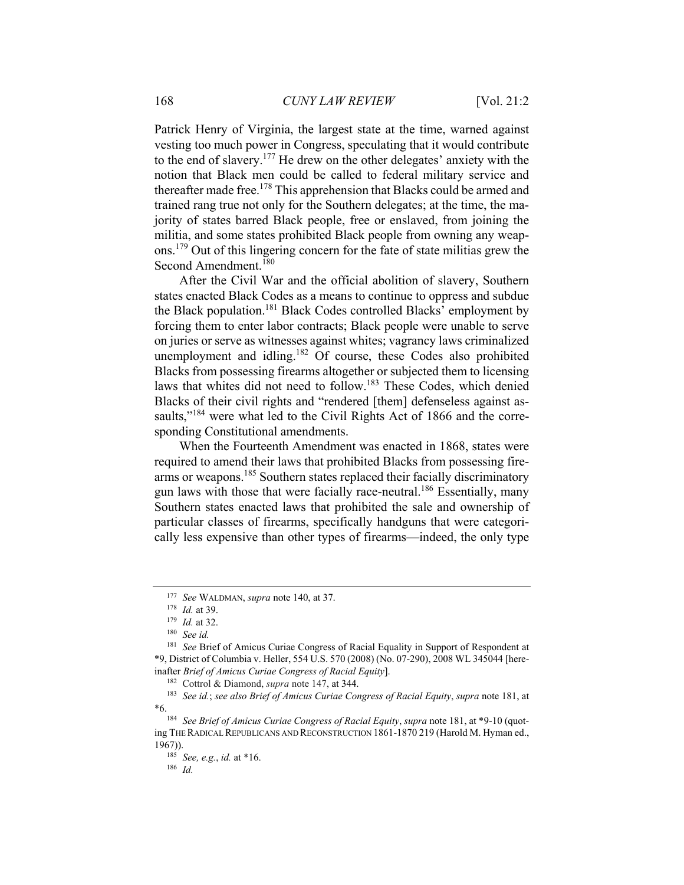Patrick Henry of Virginia, the largest state at the time, warned against vesting too much power in Congress, speculating that it would contribute to the end of slavery.[177] He drew on the other delegates' anxiety with the notion that Black men could be called to federal military service and thereafter made free.[178] This apprehension that Blacks could be armed and trained rang true not only for the Southern delegates; at the time, the majority of states barred Black people, free or enslaved, from joining the militia, and some states prohibited Black people from owning any weapons.[179] Out of this lingering concern for the fate of state militias grew the Second Amendment.[180]

After the Civil War and the official abolition of slavery, Southern states enacted Black Codes as a means to continue to oppress and subdue the Black population.[181] Black Codes controlled Blacks' employment by forcing them to enter labor contracts; Black people were unable to serve on juries or serve as witnesses against whites; vagrancy laws criminalized unemployment and idling.[182] Of course, these Codes also prohibited Blacks from possessing firearms altogether or subjected them to licensing laws that whites did not need to follow.[183] These Codes, which denied Blacks of their civil rights and "rendered [them] defenseless against assaults,"[184] were what led to the Civil Rights Act of 1866 and the corresponding Constitutional amendments.

When the Fourteenth Amendment was enacted in 1868, states were required to amend their laws that prohibited Blacks from possessing firearms or weapons.[185] Southern states replaced their facially discriminatory gun laws with those that were facially race-neutral.[186] Essentially, many Southern states enacted laws that prohibited the sale and ownership of particular classes of firearms, specifically handguns that were categorically less expensive than other types of firearms—indeed, the only type

---

[177] *See* WALDMAN, *supra* note 140, at 37.

[178] *Id.* at 39.

[179] *Id.* at 32.

[180] *See id.*

[181] *See* Brief of Amicus Curiae Congress of Racial Equality in Support of Respondent at *9, District of Columbia v. Heller, 554 U.S. 570 (2008) (No. 07-290), 2008 WL 345044 [hereinafter *Brief of Amicus Curiae Congress of Racial Equity*].

[182] Cottrol & Diamond, *supra* note 147, at 344.

[183] *See id.*; *see also Brief of Amicus Curiae Congress of Racial Equity*, *supra* note 181, at *6.

[184] *See Brief of Amicus Curiae Congress of Racial Equity*, *supra* note 181, at *9-10 (quoting THE RADICAL REPUBLICANS AND RECONSTRUCTION 1861-1870 219 (Harold M. Hyman ed., 1967)).

[185] *See, e.g.*, *id.* at *16.

[186] *Id.*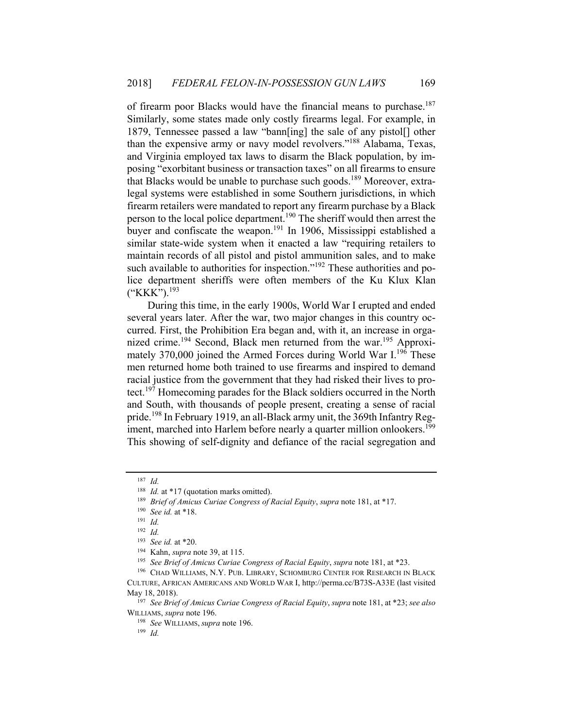of firearm poor Blacks would have the financial means to purchase.[187] Similarly, some states made only costly firearms legal. For example, in 1879, Tennessee passed a law "bann[ing] the sale of any pistol[] other than the expensive army or navy model revolvers."[188] Alabama, Texas, and Virginia employed tax laws to disarm the Black population, by imposing "exorbitant business or transaction taxes" on all firearms to ensure that Blacks would be unable to purchase such goods.[189] Moreover, extralegal systems were established in some Southern jurisdictions, in which firearm retailers were mandated to report any firearm purchase by a Black person to the local police department.[190] The sheriff would then arrest the buyer and confiscate the weapon.[191] In 1906, Mississippi established a similar state-wide system when it enacted a law "requiring retailers to maintain records of all pistol and pistol ammunition sales, and to make such available to authorities for inspection."[192] These authorities and police department sheriffs were often members of the Ku Klux Klan ("KKK").[193]

During this time, in the early 1900s, World War I erupted and ended several years later. After the war, two major changes in this country occurred. First, the Prohibition Era began and, with it, an increase in organized crime.[194] Second, Black men returned from the war.[195] Approximately 370,000 joined the Armed Forces during World War I.[196] These men returned home both trained to use firearms and inspired to demand racial justice from the government that they had risked their lives to protect.[197] Homecoming parades for the Black soldiers occurred in the North and South, with thousands of people present, creating a sense of racial pride.[198] In February 1919, an all-Black army unit, the 369th Infantry Regiment, marched into Harlem before nearly a quarter million onlookers.[199] This showing of self-dignity and defiance of the racial segregation and

---

[187] *Id.*

[188] *Id.* at *17 (quotation marks omitted).

[189] *Brief of Amicus Curiae Congress of Racial Equity*, *supra* note 181, at *17.

[190] *See id.* at *18.

[191] *Id.*

[192] *Id.*

[193] *See id.* at *20.

[194] Kahn, *supra* note 39, at 115.

[195] *See Brief of Amicus Curiae Congress of Racial Equity*, *supra* note 181, at *23.

[196] CHAD WILLIAMS, N.Y. PUB. LIBRARY, SCHOMBURG CENTER FOR RESEARCH IN BLACK CULTURE, AFRICAN AMERICANS AND WORLD WAR I, http://perma.cc/B73S-A33E (last visited May 18, 2018).

[197] *See Brief of Amicus Curiae Congress of Racial Equity*, *supra* note 181, at *23; *see also* WILLIAMS, *supra* note 196.

[198] *See* WILLIAMS, *supra* note 196.

[199] *Id.*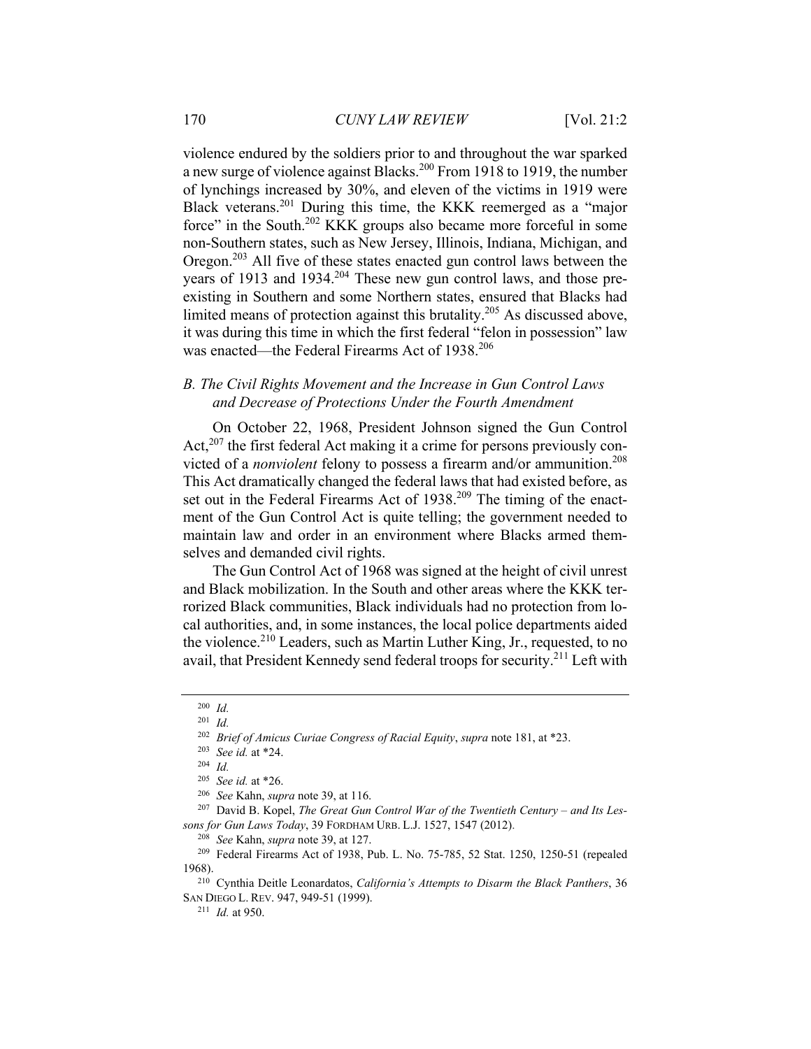violence endured by the soldiers prior to and throughout the war sparked a new surge of violence against Blacks.[200] From 1918 to 1919, the number of lynchings increased by 30%, and eleven of the victims in 1919 were Black veterans.[201] During this time, the KKK reemerged as a "major force" in the South.[202] KKK groups also became more forceful in some non-Southern states, such as New Jersey, Illinois, Indiana, Michigan, and Oregon.[203] All five of these states enacted gun control laws between the years of 1913 and 1934.[204] These new gun control laws, and those pre-existing in Southern and some Northern states, ensured that Blacks had limited means of protection against this brutality.[205] As discussed above, it was during this time in which the first federal "felon in possession" law was enacted—the Federal Firearms Act of 1938.[206]

### *B. The Civil Rights Movement and the Increase in Gun Control Laws and Decrease of Protections Under the Fourth Amendment*

On October 22, 1968, President Johnson signed the Gun Control Act,[207] the first federal Act making it a crime for persons previously convicted of a *nonviolent* felony to possess a firearm and/or ammunition.[208] This Act dramatically changed the federal laws that had existed before, as set out in the Federal Firearms Act of 1938.[209] The timing of the enactment of the Gun Control Act is quite telling; the government needed to maintain law and order in an environment where Blacks armed themselves and demanded civil rights.

The Gun Control Act of 1968 was signed at the height of civil unrest and Black mobilization. In the South and other areas where the KKK terrorized Black communities, Black individuals had no protection from local authorities, and, in some instances, the local police departments aided the violence.[210] Leaders, such as Martin Luther King, Jr., requested, to no avail, that President Kennedy send federal troops for security.[211] Left with

---

[200] *Id.*

[201] *Id.*

[202] *Brief of Amicus Curiae Congress of Racial Equity*, *supra* note 181, at *23.

[203] *See id.* at *24.

[204] *Id.*

[205] *See id.* at *26.

[206] *See* Kahn, *supra* note 39, at 116.

[207] David B. Kopel, *The Great Gun Control War of the Twentieth Century – and Its Lessons for Gun Laws Today*, 39 FORDHAM URB. L.J. 1527, 1547 (2012).

[208] *See* Kahn, *supra* note 39, at 127.

[209] Federal Firearms Act of 1938, Pub. L. No. 75-785, 52 Stat. 1250, 1250-51 (repealed 1968).

[210] Cynthia Deitle Leonardatos, *California's Attempts to Disarm the Black Panthers*, 36 SAN DIEGO L. REV. 947, 949-51 (1999).

[211] *Id.* at 950.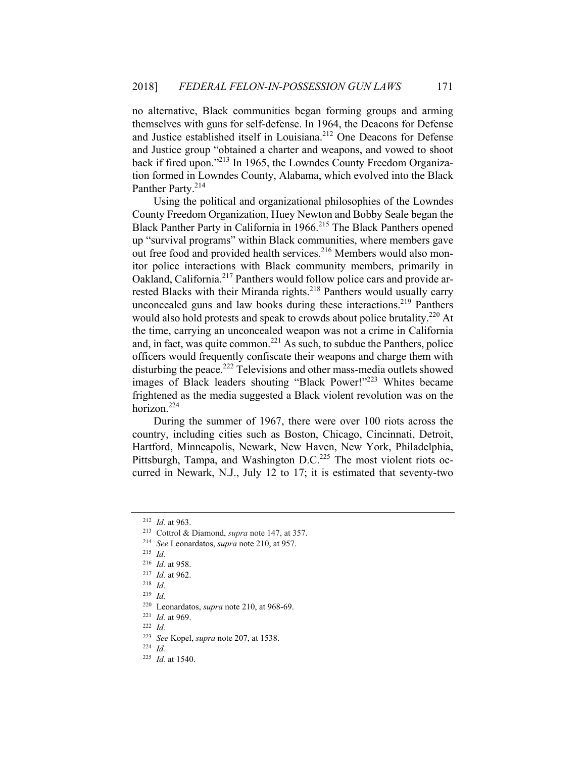no alternative, Black communities began forming groups and arming themselves with guns for self-defense. In 1964, the Deacons for Defense and Justice established itself in Louisiana.[212] One Deacons for Defense and Justice group "obtained a charter and weapons, and vowed to shoot back if fired upon."[213] In 1965, the Lowndes County Freedom Organization formed in Lowndes County, Alabama, which evolved into the Black Panther Party.[214]

Using the political and organizational philosophies of the Lowndes County Freedom Organization, Huey Newton and Bobby Seale began the Black Panther Party in California in 1966.[215] The Black Panthers opened up "survival programs" within Black communities, where members gave out free food and provided health services.[216] Members would also monitor police interactions with Black community members, primarily in Oakland, California.[217] Panthers would follow police cars and provide arrested Blacks with their Miranda rights.[218] Panthers would usually carry unconcealed guns and law books during these interactions.[219] Panthers would also hold protests and speak to crowds about police brutality.[220] At the time, carrying an unconcealed weapon was not a crime in California and, in fact, was quite common.[221] As such, to subdue the Panthers, police officers would frequently confiscate their weapons and charge them with disturbing the peace.[222] Televisions and other mass-media outlets showed images of Black leaders shouting "Black Power!"[223] Whites became frightened as the media suggested a Black violent revolution was on the horizon.[224]

During the summer of 1967, there were over 100 riots across the country, including cities such as Boston, Chicago, Cincinnati, Detroit, Hartford, Minneapolis, Newark, New Haven, New York, Philadelphia, Pittsburgh, Tampa, and Washington D.C.[225] The most violent riots occurred in Newark, N.J., July 12 to 17; it is estimated that seventy-two

---

[212] *Id.* at 963.

[213] Cottrol & Diamond, *supra* note 147, at 357.

[214] *See* Leonardatos, *supra* note 210, at 957.

[215] *Id.*

[216] *Id.* at 958.

[217] *Id.* at 962.

[218] *Id.*

[219] *Id.*

[220] Leonardatos, *supra* note 210, at 968-69.

[221] *Id.* at 969.

[222] *Id.*

[223] *See* Kopel, *supra* note 207, at 1538.

[224] *Id.*

[225] *Id.* at 1540.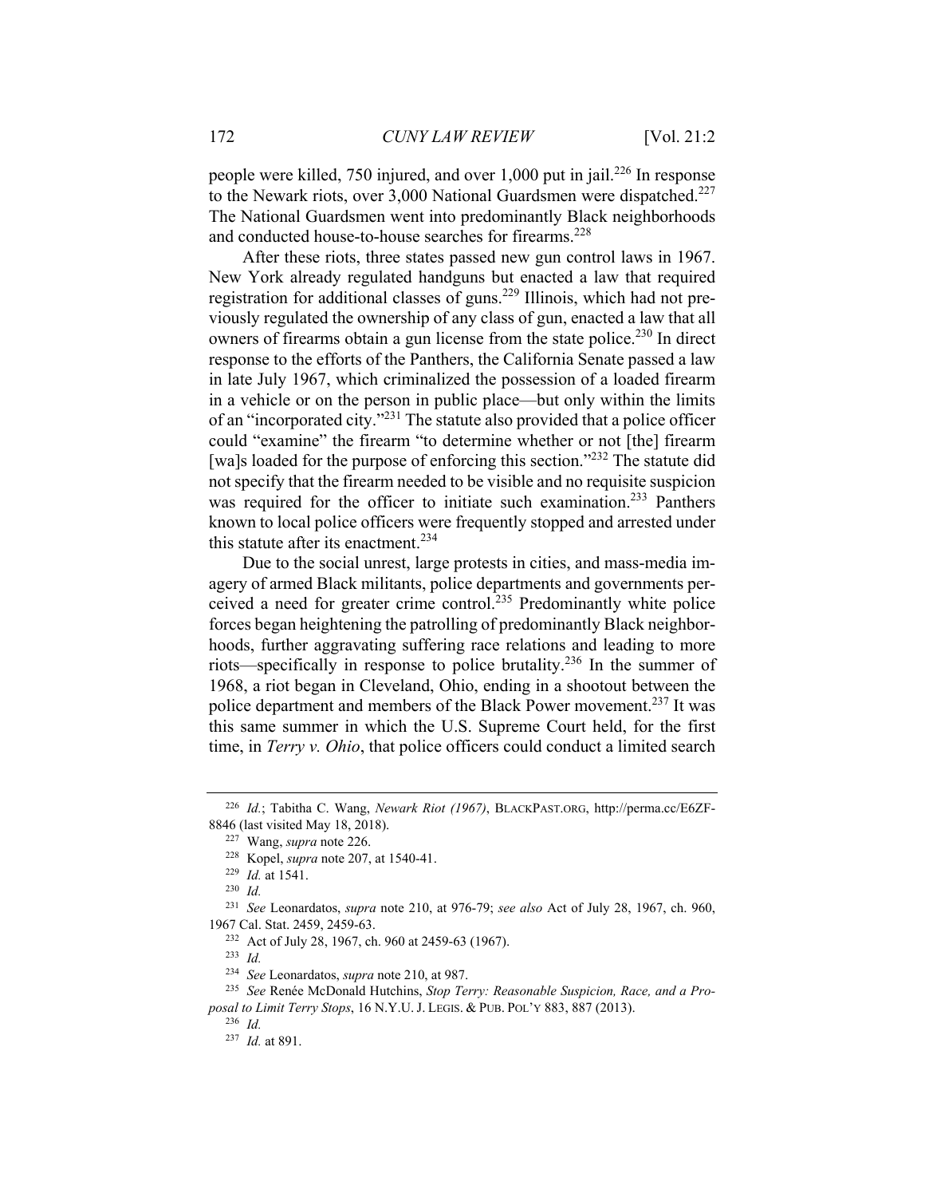people were killed, 750 injured, and over 1,000 put in jail.[226] In response to the Newark riots, over 3,000 National Guardsmen were dispatched.[227] The National Guardsmen went into predominantly Black neighborhoods and conducted house-to-house searches for firearms.[228]

After these riots, three states passed new gun control laws in 1967. New York already regulated handguns but enacted a law that required registration for additional classes of guns.[229] Illinois, which had not previously regulated the ownership of any class of gun, enacted a law that all owners of firearms obtain a gun license from the state police.[230] In direct response to the efforts of the Panthers, the California Senate passed a law in late July 1967, which criminalized the possession of a loaded firearm in a vehicle or on the person in public place—but only within the limits of an "incorporated city."[231] The statute also provided that a police officer could "examine" the firearm "to determine whether or not [the] firearm [wa]s loaded for the purpose of enforcing this section."[232] The statute did not specify that the firearm needed to be visible and no requisite suspicion was required for the officer to initiate such examination.[233] Panthers known to local police officers were frequently stopped and arrested under this statute after its enactment.[234]

Due to the social unrest, large protests in cities, and mass-media imagery of armed Black militants, police departments and governments perceived a need for greater crime control.[235] Predominantly white police forces began heightening the patrolling of predominantly Black neighborhoods, further aggravating suffering race relations and leading to more riots—specifically in response to police brutality.[236] In the summer of 1968, a riot began in Cleveland, Ohio, ending in a shootout between the police department and members of the Black Power movement.[237] It was this same summer in which the U.S. Supreme Court held, for the first time, in *Terry v. Ohio*, that police officers could conduct a limited search

---

[226] *Id.*; Tabitha C. Wang, *Newark Riot (1967)*, BLACKPAST.ORG, http://perma.cc/E6ZF-8846 (last visited May 18, 2018).

[227] Wang, *supra* note 226.

[228] Kopel, *supra* note 207, at 1540-41.

[229] *Id.* at 1541.

[230] *Id.*

[231] *See* Leonardatos, *supra* note 210, at 976-79; *see also* Act of July 28, 1967, ch. 960, 1967 Cal. Stat. 2459, 2459-63.

[232] Act of July 28, 1967, ch. 960 at 2459-63 (1967).

[233] *Id.*

[234] *See* Leonardatos, *supra* note 210, at 987.

[235] *See* Renée McDonald Hutchins, *Stop Terry: Reasonable Suspicion, Race, and a Proposal to Limit Terry Stops*, 16 N.Y.U. J. LEGIS. & PUB. POL'Y 883, 887 (2013).

[236] *Id.*

[237] *Id.* at 891.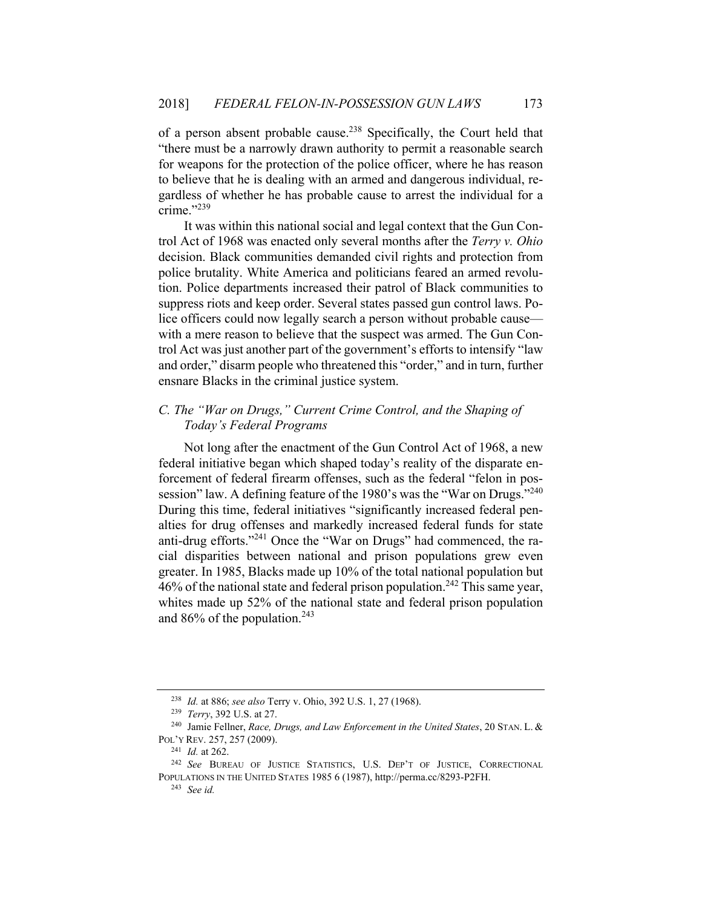of a person absent probable cause.[238] Specifically, the Court held that "there must be a narrowly drawn authority to permit a reasonable search for weapons for the protection of the police officer, where he has reason to believe that he is dealing with an armed and dangerous individual, regardless of whether he has probable cause to arrest the individual for a crime."[239]

It was within this national social and legal context that the Gun Control Act of 1968 was enacted only several months after the *Terry v. Ohio* decision. Black communities demanded civil rights and protection from police brutality. White America and politicians feared an armed revolution. Police departments increased their patrol of Black communities to suppress riots and keep order. Several states passed gun control laws. Police officers could now legally search a person without probable cause—with a mere reason to believe that the suspect was armed. The Gun Control Act was just another part of the government's efforts to intensify "law and order," disarm people who threatened this "order," and in turn, further ensnare Blacks in the criminal justice system.

### *C. The "War on Drugs," Current Crime Control, and the Shaping of Today's Federal Programs*

Not long after the enactment of the Gun Control Act of 1968, a new federal initiative began which shaped today's reality of the disparate enforcement of federal firearm offenses, such as the federal "felon in possession" law. A defining feature of the 1980's was the "War on Drugs."[240] During this time, federal initiatives "significantly increased federal penalties for drug offenses and markedly increased federal funds for state anti-drug efforts."[241] Once the "War on Drugs" had commenced, the racial disparities between national and prison populations grew even greater. In 1985, Blacks made up 10% of the total national population but 46% of the national state and federal prison population.[242] This same year, whites made up 52% of the national state and federal prison population and 86% of the population.[243]

---

[238] *Id.* at 886; *see also* Terry v. Ohio, 392 U.S. 1, 27 (1968).

[239] *Terry*, 392 U.S. at 27.

[240] Jamie Fellner, *Race, Drugs, and Law Enforcement in the United States*, 20 STAN. L. & POL'Y REV. 257, 257 (2009).

[241] *Id.* at 262.

[242] *See* BUREAU OF JUSTICE STATISTICS, U.S. DEP'T OF JUSTICE, CORRECTIONAL POPULATIONS IN THE UNITED STATES 1985 6 (1987), http://perma.cc/8293-P2FH.

[243] *See id.*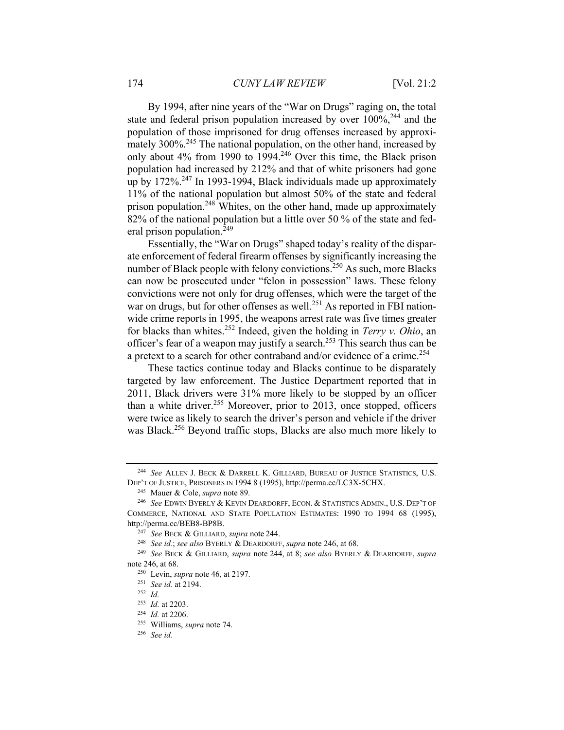By 1994, after nine years of the "War on Drugs" raging on, the total state and federal prison population increased by over 100%,[244] and the population of those imprisoned for drug offenses increased by approximately 300%.[245] The national population, on the other hand, increased by only about 4% from 1990 to 1994.[246] Over this time, the Black prison population had increased by 212% and that of white prisoners had gone up by 172%.[247] In 1993-1994, Black individuals made up approximately 11% of the national population but almost 50% of the state and federal prison population.[248] Whites, on the other hand, made up approximately 82% of the national population but a little over 50 % of the state and federal prison population.[249]

Essentially, the "War on Drugs" shaped today's reality of the disparate enforcement of federal firearm offenses by significantly increasing the number of Black people with felony convictions.[250] As such, more Blacks can now be prosecuted under "felon in possession" laws. These felony convictions were not only for drug offenses, which were the target of the war on drugs, but for other offenses as well.[251] As reported in FBI nationwide crime reports in 1995, the weapons arrest rate was five times greater for blacks than whites.[252] Indeed, given the holding in *Terry v. Ohio*, an officer's fear of a weapon may justify a search.[253] This search thus can be a pretext to a search for other contraband and/or evidence of a crime.[254]

These tactics continue today and Blacks continue to be disparately targeted by law enforcement. The Justice Department reported that in 2011, Black drivers were 31% more likely to be stopped by an officer than a white driver.[255] Moreover, prior to 2013, once stopped, officers were twice as likely to search the driver's person and vehicle if the driver was Black.[256] Beyond traffic stops, Blacks are also much more likely to

---

[244] *See* ALLEN J. BECK & DARRELL K. GILLIARD, BUREAU OF JUSTICE STATISTICS, U.S. DEP'T OF JUSTICE, PRISONERS IN 1994 8 (1995), http://perma.cc/LC3X-5CHX.

[245] Mauer & Cole, *supra* note 89.

[246] *See* EDWIN BYERLY & KEVIN DEARDORFF, ECON. & STATISTICS ADMIN., U.S. DEP'T OF COMMERCE, NATIONAL AND STATE POPULATION ESTIMATES: 1990 TO 1994 68 (1995), http://perma.cc/BEB8-BP8B.

[247] *See* BECK & GILLIARD, *supra* note 244.

[248] *See id.*; *see also* BYERLY & DEARDORFF, *supra* note 246, at 68.

[249] *See* BECK & GILLIARD, *supra* note 244, at 8; *see also* BYERLY & DEARDORFF, *supra* note 246, at 68.

[250] Levin, *supra* note 46, at 2197.

[251] *See id.* at 2194.

[252] *Id.*

[253] *Id.* at 2203.

[254] *Id.* at 2206.

[255] Williams, *supra* note 74.

[256] *See id.*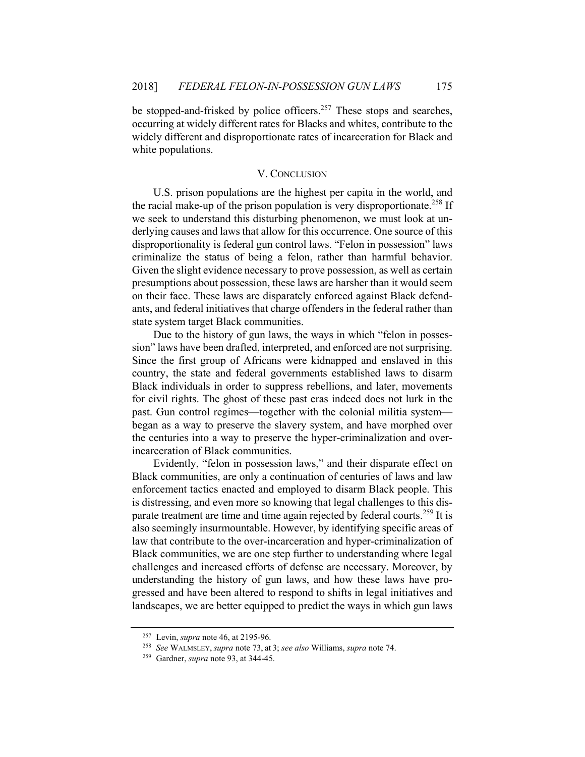be stopped-and-frisked by police officers.[257] These stops and searches, occurring at widely different rates for Blacks and whites, contribute to the widely different and disproportionate rates of incarceration for Black and white populations.

## V. CONCLUSION

U.S. prison populations are the highest per capita in the world, and the racial make-up of the prison population is very disproportionate.[258] If we seek to understand this disturbing phenomenon, we must look at underlying causes and laws that allow for this occurrence. One source of this disproportionality is federal gun control laws. "Felon in possession" laws criminalize the status of being a felon, rather than harmful behavior. Given the slight evidence necessary to prove possession, as well as certain presumptions about possession, these laws are harsher than it would seem on their face. These laws are disparately enforced against Black defendants, and federal initiatives that charge offenders in the federal rather than state system target Black communities.

Due to the history of gun laws, the ways in which "felon in possession" laws have been drafted, interpreted, and enforced are not surprising. Since the first group of Africans were kidnapped and enslaved in this country, the state and federal governments established laws to disarm Black individuals in order to suppress rebellions, and later, movements for civil rights. The ghost of these past eras indeed does not lurk in the past. Gun control regimes—together with the colonial militia system—began as a way to preserve the slavery system, and have morphed over the centuries into a way to preserve the hyper-criminalization and over-incarceration of Black communities.

Evidently, "felon in possession laws," and their disparate effect on Black communities, are only a continuation of centuries of laws and law enforcement tactics enacted and employed to disarm Black people. This is distressing, and even more so knowing that legal challenges to this disparate treatment are time and time again rejected by federal courts.[259] It is also seemingly insurmountable. However, by identifying specific areas of law that contribute to the over-incarceration and hyper-criminalization of Black communities, we are one step further to understanding where legal challenges and increased efforts of defense are necessary. Moreover, by understanding the history of gun laws, and how these laws have progressed and have been altered to respond to shifts in legal initiatives and landscapes, we are better equipped to predict the ways in which gun laws

---

[257] Levin, *supra* note 46, at 2195-96.

[258] *See* WALMSLEY, *supra* note 73, at 3; *see also* Williams, *supra* note 74.

[259] Gardner, *supra* note 93, at 344-45.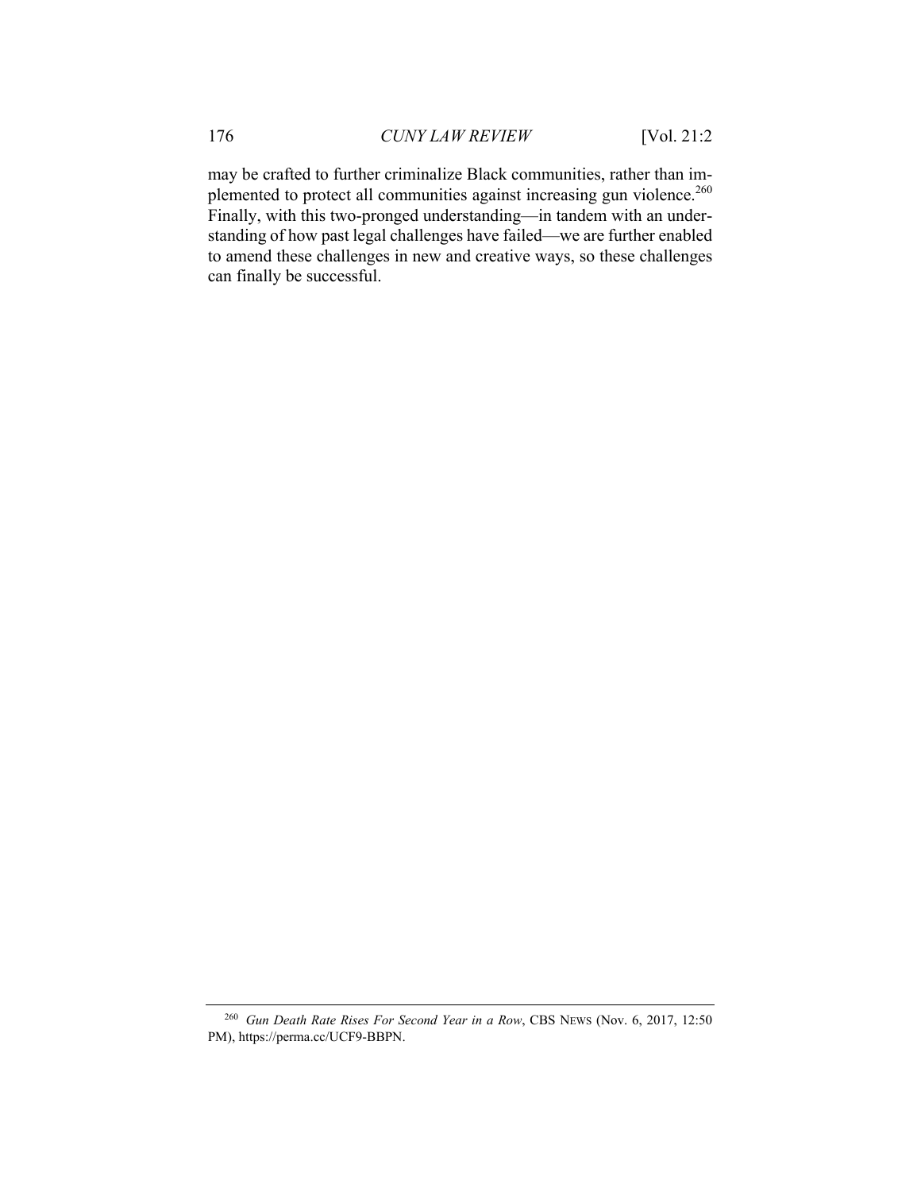may be crafted to further criminalize Black communities, rather than implemented to protect all communities against increasing gun violence.[260] Finally, with this two-pronged understanding—in tandem with an understanding of how past legal challenges have failed—we are further enabled to amend these challenges in new and creative ways, so these challenges can finally be successful.

---

[260] *Gun Death Rate Rises For Second Year in a Row*, CBS NEWS (Nov. 6, 2017, 12:50 PM), https://perma.cc/UCF9-BBPN.